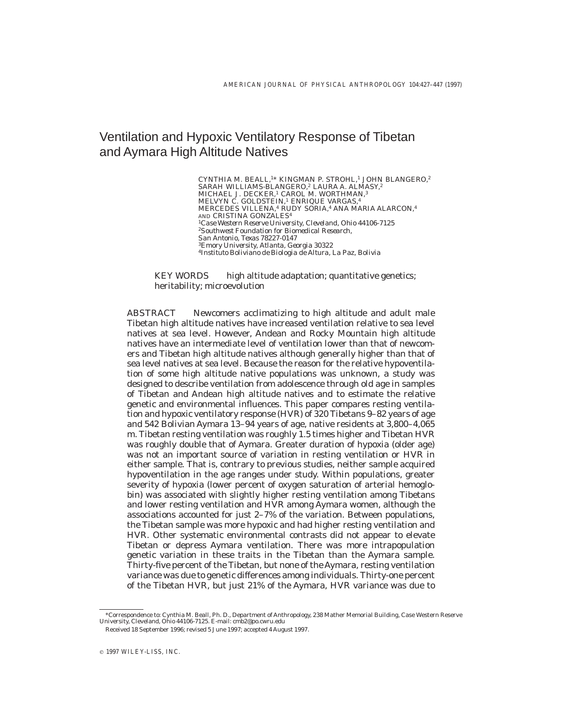# Ventilation and Hypoxic Ventilatory Response of Tibetan and Aymara High Altitude Natives

CYNTHIA M. BEALL,[1]* KINGMAN P. STROHL,[1] JOHN BLANGERO,[2] SARAH WILLIAMS-BLANGERO,[2] LAURA A. ALMASY,[2] MICHAEL J. DECKER,[1] CAROL M. WORTHMAN,[3] MELVYN C. GOLDSTEIN,[1] ENRIQUE VARGAS,[4] MERCEDES VILLENA,[4] RUDY SORIA,[4] ANA MARIA ALARCON,[4] AND CRISTINA GONZALES[4]

[1]*Case Western Reserve University, Cleveland, Ohio 44106-7125*
[2]*Southwest Foundation for Biomedical Research, San Antonio, Texas 78227-0147*
[3]*Emory University, Atlanta, Georgia 30322*
[4]*Instituto Boliviano de Biologia de Altura, La Paz, Bolivia*

KEY WORDS high altitude adaptation; quantitative genetics; heritability; microevolution

ABSTRACT Newcomers acclimatizing to high altitude and adult male Tibetan high altitude natives have increased ventilation relative to sea level natives at sea level. However, Andean and Rocky Mountain high altitude natives have an intermediate level of ventilation lower than that of newcomers and Tibetan high altitude natives although generally higher than that of sea level natives at sea level. Because the reason for the relative hypoventilation of some high altitude native populations was unknown, a study was designed to describe ventilation from adolescence through old age in samples of Tibetan and Andean high altitude natives and to estimate the relative genetic and environmental influences. This paper compares resting ventilation and hypoxic ventilatory response (HVR) of 320 Tibetans 9–82 years of age and 542 Bolivian Aymara 13–94 years of age, native residents at 3,800–4,065 m. Tibetan resting ventilation was roughly 1.5 times higher and Tibetan HVR was roughly double that of Aymara. Greater duration of hypoxia (older age) was not an important source of variation in resting ventilation or HVR in either sample. That is, contrary to previous studies, neither sample acquired hypoventilation in the age ranges under study. Within populations, greater severity of hypoxia (lower percent of oxygen saturation of arterial hemoglobin) was associated with slightly higher resting ventilation among Tibetans and lower resting ventilation and HVR among Aymara women, although the associations accounted for just 2–7% of the variation. Between populations, the Tibetan sample was more hypoxic and had higher resting ventilation and HVR. Other systematic environmental contrasts did not appear to elevate Tibetan or depress Aymara ventilation. There was more intrapopulation genetic variation in these traits in the Tibetan than the Aymara sample. Thirty-five percent of the Tibetan, but none of the Aymara, resting ventilation variance was due to genetic differences among individuals. Thirty-one percent of the Tibetan HVR, but just 21% of the Aymara, HVR variance was due to

*Correspondence to: Cynthia M. Beall, Ph. D., Department of Anthropology, 238 Mather Memorial Building, Case Western Reserve University, Cleveland, Ohio 44106-7125. E-mail: cmb2@po.cwru.edu

Received 18 September 1996; revised 5 June 1997; accepted 4 August 1997.

© 1997 WILEY-LISS, INC.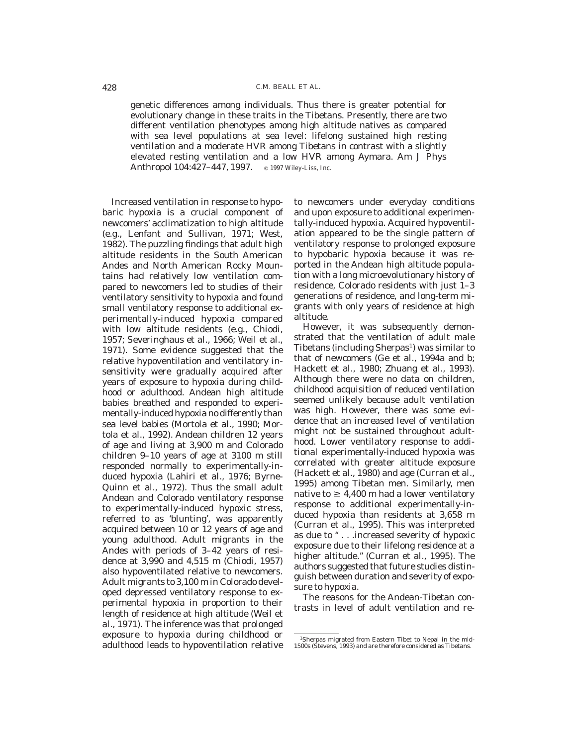genetic differences among individuals. Thus there is greater potential for evolutionary change in these traits in the Tibetans. Presently, there are two different ventilation phenotypes among high altitude natives as compared with sea level populations at sea level: lifelong sustained high resting ventilation and a moderate HVR among Tibetans in contrast with a slightly elevated resting ventilation and a low HVR among Aymara. Am J Phys Anthropol 104:427–447, 1997. © 1997 Wiley-Liss, Inc.

Increased ventilation in response to hypobaric hypoxia is a crucial component of newcomers' acclimatization to high altitude (e.g., Lenfant and Sullivan, 1971; West, 1982). The puzzling findings that adult high altitude residents in the South American Andes and North American Rocky Mountains had relatively low ventilation compared to newcomers led to studies of their ventilatory sensitivity to hypoxia and found small ventilatory response to additional experimentally-induced hypoxia compared with low altitude residents (e.g., Chiodi, 1957; Severinghaus et al., 1966; Weil et al., 1971). Some evidence suggested that the relative hypoventilation and ventilatory insensitivity were gradually acquired after years of exposure to hypoxia during childhood or adulthood. Andean high altitude babies breathed and responded to experimentally-induced hypoxia no differently than sea level babies (Mortola et al., 1990; Mortola et al., 1992). Andean children 12 years of age and living at 3,900 m and Colorado children 9–10 years of age at 3100 m still responded normally to experimentally-induced hypoxia (Lahiri et al., 1976; Byrne-Quinn et al., 1972). Thus the small adult Andean and Colorado ventilatory response to experimentally-induced hypoxic stress, referred to as 'blunting', was apparently acquired between 10 or 12 years of age and young adulthood. Adult migrants in the Andes with periods of 3–42 years of residence at 3,990 and 4,515 m (Chiodi, 1957) also hypoventilated relative to newcomers. Adult migrants to 3,100 m in Colorado developed depressed ventilatory response to experimental hypoxia in proportion to their length of residence at high altitude (Weil et al., 1971). The inference was that prolonged exposure to hypoxia during childhood or adulthood leads to hypoventilation relative to newcomers under everyday conditions and upon exposure to additional experimentally-induced hypoxia. Acquired hypoventilation appeared to be the single pattern of ventilatory response to prolonged exposure to hypobaric hypoxia because it was reported in the Andean high altitude population with a long microevolutionary history of residence, Colorado residents with just 1–3 generations of residence, and long-term migrants with only years of residence at high altitude.

However, it was subsequently demonstrated that the ventilation of adult male Tibetans (including Sherpas[1]) was similar to that of newcomers (Ge et al., 1994a and b; Hackett et al., 1980; Zhuang et al., 1993). Although there were no data on children, childhood acquisition of reduced ventilation seemed unlikely because adult ventilation was high. However, there was some evidence that an increased level of ventilation might not be sustained throughout adulthood. Lower ventilatory response to additional experimentally-induced hypoxia was correlated with greater altitude exposure (Hackett et al., 1980) and age (Curran et al., 1995) among Tibetan men. Similarly, men native to ≥ 4,400 m had a lower ventilatory response to additional experimentally-induced hypoxia than residents at 3,658 m (Curran et al., 1995). This was interpreted as due to " . . .increased severity of hypoxic exposure due to their lifelong residence at a higher altitude." (Curran et al., 1995). The authors suggested that future studies distinguish between duration and severity of exposure to hypoxia.

The reasons for the Andean-Tibetan contrasts in level of adult ventilation and re-

[1]Sherpas migrated from Eastern Tibet to Nepal in the mid-1500s (Stevens, 1993) and are therefore considered as Tibetans.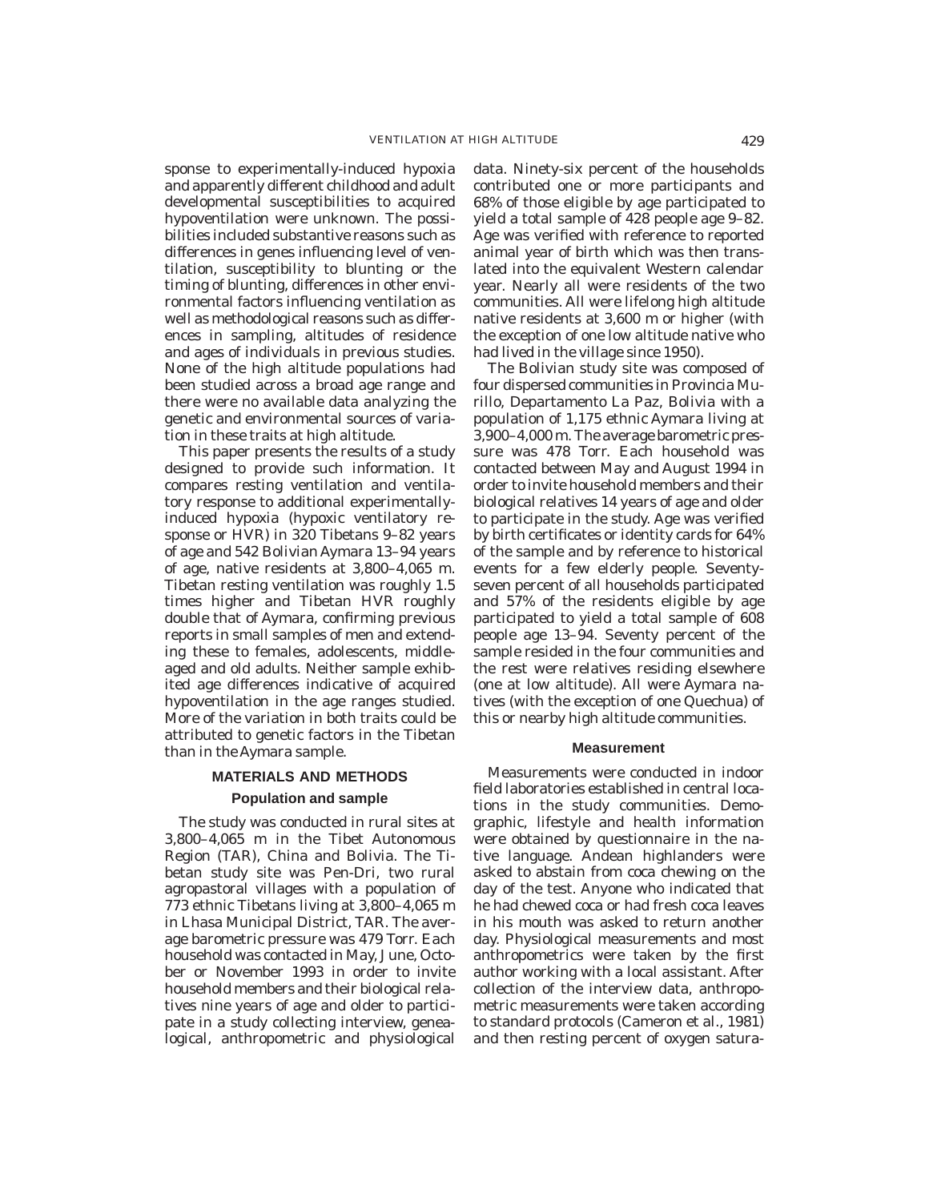sponse to experimentally-induced hypoxia and apparently different childhood and adult developmental susceptibilities to acquired hypoventilation were unknown. The possibilities included substantive reasons such as differences in genes influencing level of ventilation, susceptibility to blunting or the timing of blunting, differences in other environmental factors influencing ventilation as well as methodological reasons such as differences in sampling, altitudes of residence and ages of individuals in previous studies. None of the high altitude populations had been studied across a broad age range and there were no available data analyzing the genetic and environmental sources of variation in these traits at high altitude.

This paper presents the results of a study designed to provide such information. It compares resting ventilation and ventilatory response to additional experimentally-induced hypoxia (hypoxic ventilatory response or HVR) in 320 Tibetans 9–82 years of age and 542 Bolivian Aymara 13–94 years of age, native residents at 3,800–4,065 m. Tibetan resting ventilation was roughly 1.5 times higher and Tibetan HVR roughly double that of Aymara, confirming previous reports in small samples of men and extending these to females, adolescents, middle-aged and old adults. Neither sample exhibited age differences indicative of acquired hypoventilation in the age ranges studied. More of the variation in both traits could be attributed to genetic factors in the Tibetan than in the Aymara sample.

## MATERIALS AND METHODS

### Population and sample

The study was conducted in rural sites at 3,800–4,065 m in the Tibet Autonomous Region (TAR), China and Bolivia. The Tibetan study site was Pen-Dri, two rural agropastoral villages with a population of 773 ethnic Tibetans living at 3,800–4,065 m in Lhasa Municipal District, TAR. The average barometric pressure was 479 Torr. Each household was contacted in May, June, October or November 1993 in order to invite household members and their biological relatives nine years of age and older to participate in a study collecting interview, genealogical, anthropometric and physiological data. Ninety-six percent of the households contributed one or more participants and 68% of those eligible by age participated to yield a total sample of 428 people age 9–82. Age was verified with reference to reported animal year of birth which was then translated into the equivalent Western calendar year. Nearly all were residents of the two communities. All were lifelong high altitude native residents at 3,600 m or higher (with the exception of one low altitude native who had lived in the village since 1950).

The Bolivian study site was composed of four dispersed communities in Provincia Murillo, Departamento La Paz, Bolivia with a population of 1,175 ethnic Aymara living at 3,900–4,000 m. The average barometric pressure was 478 Torr. Each household was contacted between May and August 1994 in order to invite household members and their biological relatives 14 years of age and older to participate in the study. Age was verified by birth certificates or identity cards for 64% of the sample and by reference to historical events for a few elderly people. Seventy-seven percent of all households participated and 57% of the residents eligible by age participated to yield a total sample of 608 people age 13–94. Seventy percent of the sample resided in the four communities and the rest were relatives residing elsewhere (one at low altitude). All were Aymara natives (with the exception of one Quechua) of this or nearby high altitude communities.

### Measurement

Measurements were conducted in indoor field laboratories established in central locations in the study communities. Demographic, lifestyle and health information were obtained by questionnaire in the native language. Andean highlanders were asked to abstain from coca chewing on the day of the test. Anyone who indicated that he had chewed coca or had fresh coca leaves in his mouth was asked to return another day. Physiological measurements and most anthropometrics were taken by the first author working with a local assistant. After collection of the interview data, anthropometric measurements were taken according to standard protocols (Cameron et al., 1981) and then resting percent of oxygen satura-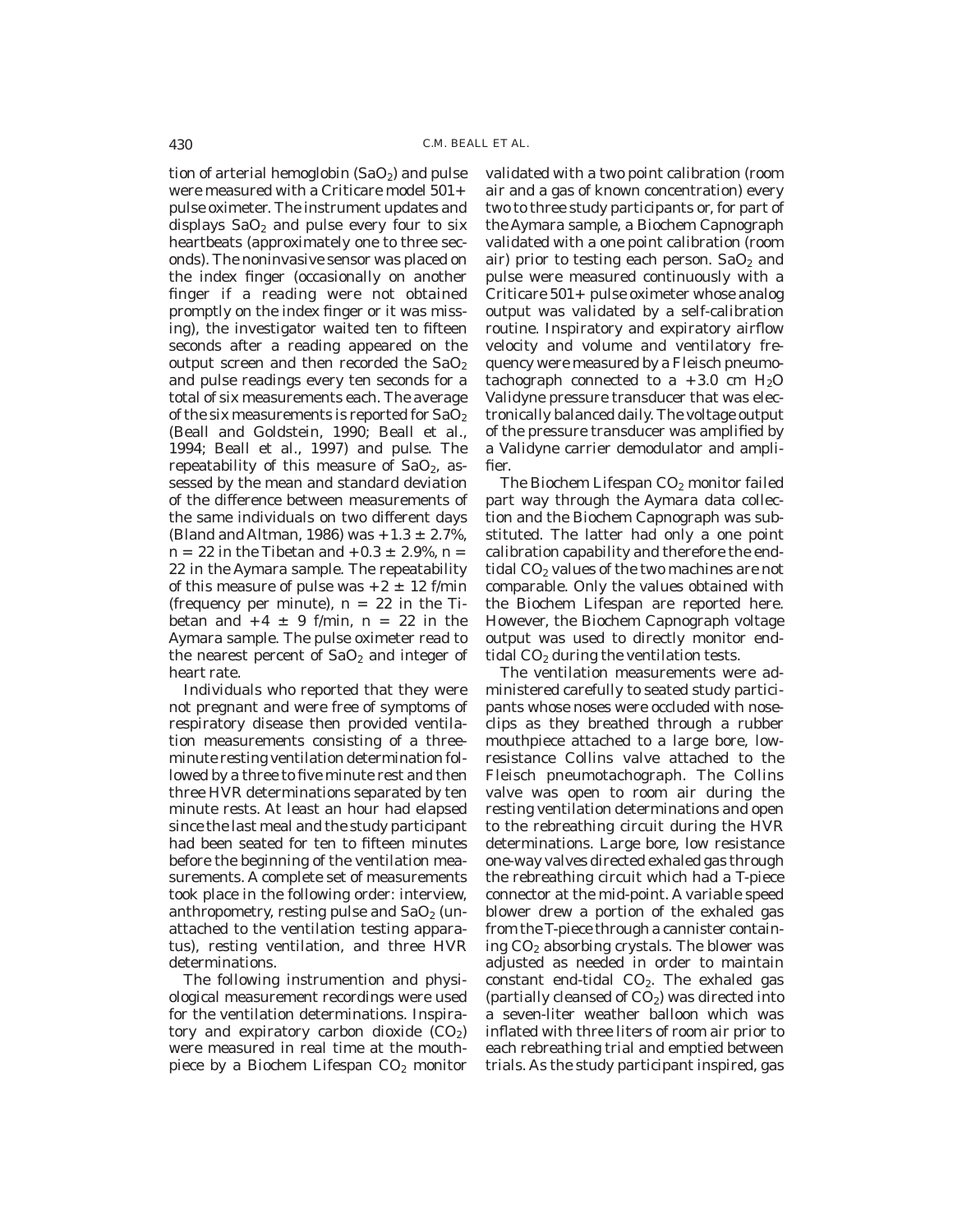tion of arterial hemoglobin ($SaO_2$) and pulse were measured with a Criticare model 501+ pulse oximeter. The instrument updates and displays $SaO_2$ and pulse every four to six heartbeats (approximately one to three seconds). The noninvasive sensor was placed on the index finger (occasionally on another finger if a reading were not obtained promptly on the index finger or it was missing), the investigator waited ten to fifteen seconds after a reading appeared on the output screen and then recorded the $SaO_2$ and pulse readings every ten seconds for a total of six measurements each. The average of the six measurements is reported for $SaO_2$ (Beall and Goldstein, 1990; Beall et al., 1994; Beall et al., 1997) and pulse. The repeatability of this measure of $SaO_2$, assessed by the mean and standard deviation of the difference between measurements of the same individuals on two different days (Bland and Altman, 1986) was $+1.3 \pm 2.7\%$, $n = 22$ in the Tibetan and $+0.3 \pm 2.9\%$, $n = 22$ in the Aymara sample. The repeatability of this measure of pulse was $+2 \pm 12$ f/min (frequency per minute), $n = 22$ in the Tibetan and $+4 \pm 9$ f/min, $n = 22$ in the Aymara sample. The pulse oximeter read to the nearest percent of $SaO_2$ and integer of heart rate.

Individuals who reported that they were not pregnant and were free of symptoms of respiratory disease then provided ventilation measurements consisting of a three-minute resting ventilation determination followed by a three to five minute rest and then three HVR determinations separated by ten minute rests. At least an hour had elapsed since the last meal and the study participant had been seated for ten to fifteen minutes before the beginning of the ventilation measurements. A complete set of measurements took place in the following order: interview, anthropometry, resting pulse and $SaO_2$ (unattached to the ventilation testing apparatus), resting ventilation, and three HVR determinations.

The following instrumention and physiological measurement recordings were used for the ventilation determinations. Inspiratory and expiratory carbon dioxide ($CO_2$) were measured in real time at the mouthpiece by a Biochem Lifespan $CO_2$ monitor validated with a two point calibration (room air and a gas of known concentration) every two to three study participants or, for part of the Aymara sample, a Biochem Capnograph validated with a one point calibration (room air) prior to testing each person. $SaO_2$ and pulse were measured continuously with a Criticare 501+ pulse oximeter whose analog output was validated by a self-calibration routine. Inspiratory and expiratory airflow velocity and volume and ventilatory frequency were measured by a Fleisch pneumotachograph connected to a $+3.0$ cm $H_2O$ Validyne pressure transducer that was electronically balanced daily. The voltage output of the pressure transducer was amplified by a Validyne carrier demodulator and amplifier.

The Biochem Lifespan $CO_2$ monitor failed part way through the Aymara data collection and the Biochem Capnograph was substituted. The latter had only a one point calibration capability and therefore the end-tidal $CO_2$ values of the two machines are not comparable. Only the values obtained with the Biochem Lifespan are reported here. However, the Biochem Capnograph voltage output was used to directly monitor end-tidal $CO_2$ during the ventilation tests.

The ventilation measurements were administered carefully to seated study participants whose noses were occluded with nose-clips as they breathed through a rubber mouthpiece attached to a large bore, low-resistance Collins valve attached to the Fleisch pneumotachograph. The Collins valve was open to room air during the resting ventilation determinations and open to the rebreathing circuit during the HVR determinations. Large bore, low resistance one-way valves directed exhaled gas through the rebreathing circuit which had a T-piece connector at the mid-point. A variable speed blower drew a portion of the exhaled gas from the T-piece through a cannister containing $CO_2$ absorbing crystals. The blower was adjusted as needed in order to maintain constant end-tidal $CO_2$. The exhaled gas (partially cleansed of $CO_2$) was directed into a seven-liter weather balloon which was inflated with three liters of room air prior to each rebreathing trial and emptied between trials. As the study participant inspired, gas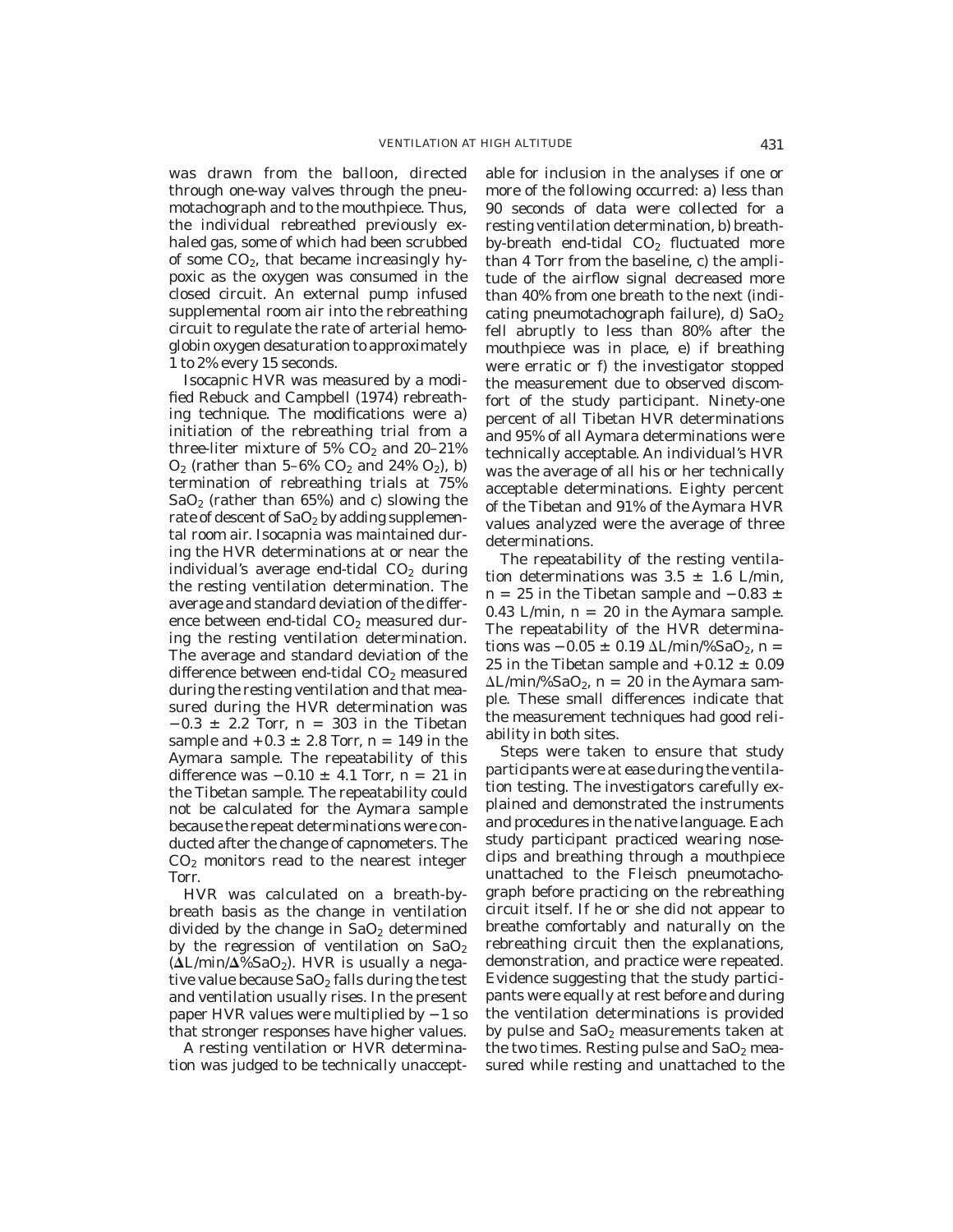was drawn from the balloon, directed through one-way valves through the pneumotachograph and to the mouthpiece. Thus, the individual rebreathed previously exhaled gas, some of which had been scrubbed of some $CO_2$, that became increasingly hypoxic as the oxygen was consumed in the closed circuit. An external pump infused supplemental room air into the rebreathing circuit to regulate the rate of arterial hemoglobin oxygen desaturation to approximately 1 to 2% every 15 seconds.

Isocapnic HVR was measured by a modified Rebuck and Campbell (1974) rebreathing technique. The modifications were a) initiation of the rebreathing trial from a three-liter mixture of 5% $CO_2$ and 20–21% $O_2$ (rather than 5–6% $CO_2$ and 24% $O_2$), b) termination of rebreathing trials at 75% $SaO_2$ (rather than 65%) and c) slowing the rate of descent of $SaO_2$ by adding supplemental room air. Isocapnia was maintained during the HVR determinations at or near the individual's average end-tidal $CO_2$ during the resting ventilation determination. The average and standard deviation of the difference between end-tidal $CO_2$ measured during the resting ventilation determination. The average and standard deviation of the difference between end-tidal $CO_2$ measured during the resting ventilation and that measured during the HVR determination was $-0.3 \pm 2.2$ Torr, $n = 303$ in the Tibetan sample and $+0.3 \pm 2.8$ Torr, $n = 149$ in the Aymara sample. The repeatability of this difference was $-0.10 \pm 4.1$ Torr, $n = 21$ in the Tibetan sample. The repeatability could not be calculated for the Aymara sample because the repeat determinations were conducted after the change of capnometers. The $CO_2$ monitors read to the nearest integer Torr.

HVR was calculated on a breath-by-breath basis as the change in ventilation divided by the change in $SaO_2$ determined by the regression of ventilation on $SaO_2$ (**Δ**L/min/**Δ**%$SaO_2$). HVR is usually a negative value because $SaO_2$ falls during the test and ventilation usually rises. In the present paper HVR values were multiplied by $-1$ so that stronger responses have higher values.

A resting ventilation or HVR determination was judged to be technically unacceptable for inclusion in the analyses if one or more of the following occurred: a) less than 90 seconds of data were collected for a resting ventilation determination, b) breath-by-breath end-tidal $CO_2$ fluctuated more than 4 Torr from the baseline, c) the amplitude of the airflow signal decreased more than 40% from one breath to the next (indicating pneumotachograph failure), d) $SaO_2$ fell abruptly to less than 80% after the mouthpiece was in place, e) if breathing were erratic or f) the investigator stopped the measurement due to observed discomfort of the study participant. Ninety-one percent of all Tibetan HVR determinations and 95% of all Aymara determinations were technically acceptable. An individual's HVR was the average of all his or her technically acceptable determinations. Eighty percent of the Tibetan and 91% of the Aymara HVR values analyzed were the average of three determinations.

The repeatability of the resting ventilation determinations was $3.5 \pm 1.6$ L/min, $n = 25$ in the Tibetan sample and $-0.83 \pm 0.43$ L/min, $n = 20$ in the Aymara sample. The repeatability of the HVR determinations was $-0.05 \pm 0.19$ ΔL/min/%$SaO_2$, $n = 25$ in the Tibetan sample and $+0.12 \pm 0.09$ ΔL/min/%$SaO_2$, $n = 20$ in the Aymara sample. These small differences indicate that the measurement techniques had good reliability in both sites.

Steps were taken to ensure that study participants were at ease during the ventilation testing. The investigators carefully explained and demonstrated the instruments and procedures in the native language. Each study participant practiced wearing noseclips and breathing through a mouthpiece unattached to the Fleisch pneumotachograph before practicing on the rebreathing circuit itself. If he or she did not appear to breathe comfortably and naturally on the rebreathing circuit then the explanations, demonstration, and practice were repeated. Evidence suggesting that the study participants were equally at rest before and during the ventilation determinations is provided by pulse and $SaO_2$ measurements taken at the two times. Resting pulse and $SaO_2$ measured while resting and unattached to the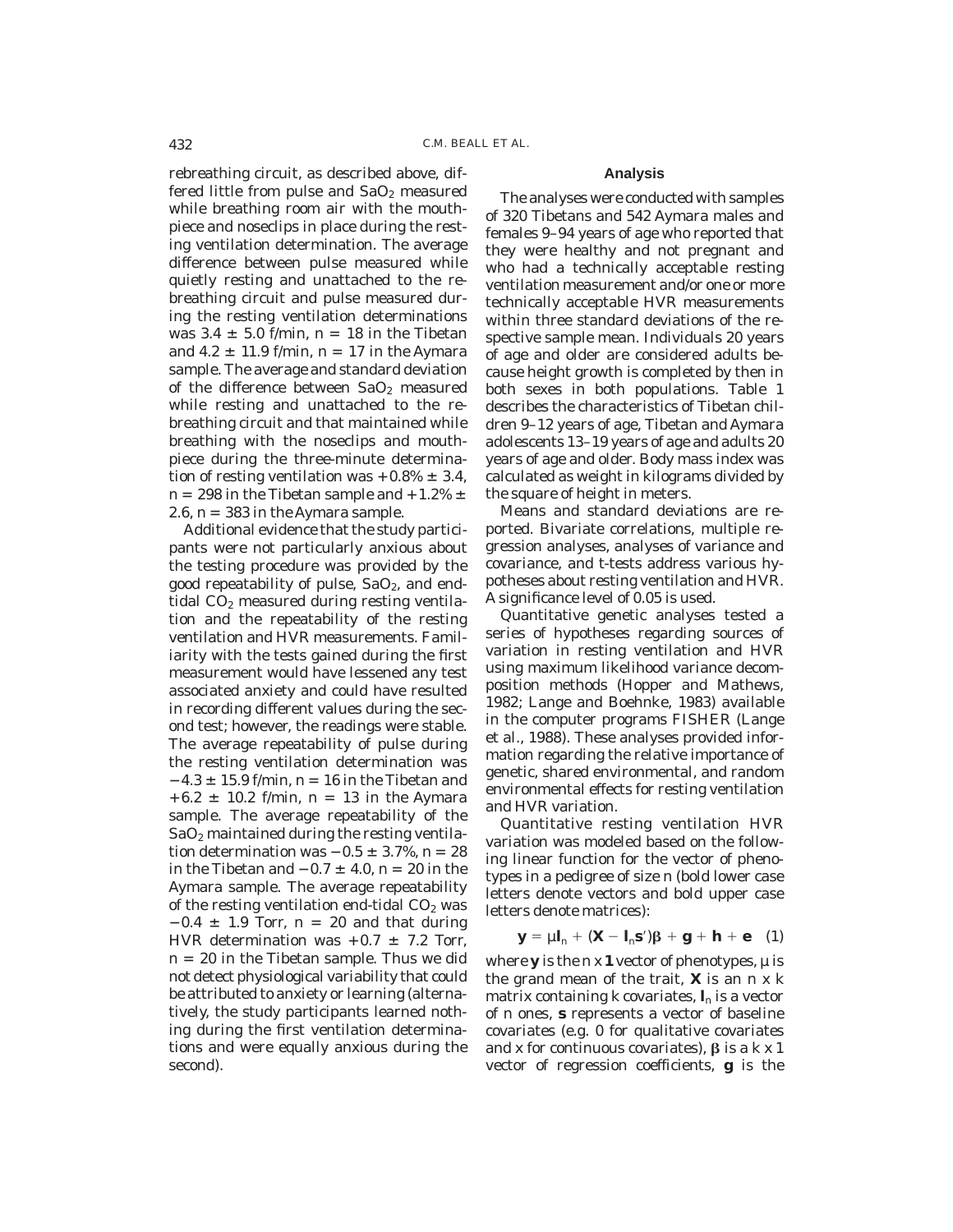rebreathing circuit, as described above, differed little from pulse and $SaO_2$ measured while breathing room air with the mouthpiece and noseclips in place during the resting ventilation determination. The average difference between pulse measured while quietly resting and unattached to the rebreathing circuit and pulse measured during the resting ventilation determinations was $3.4 \pm 5.0$ f/min, n = 18 in the Tibetan and $4.2 \pm 11.9$ f/min, n = 17 in the Aymara sample. The average and standard deviation of the difference between $SaO_2$ measured while resting and unattached to the rebreathing circuit and that maintained while breathing with the noseclips and mouthpiece during the three-minute determination of resting ventilation was $+0.8\% \pm 3.4$, n = 298 in the Tibetan sample and $+1.2\% \pm 2.6$, n = 383 in the Aymara sample.

Additional evidence that the study participants were not particularly anxious about the testing procedure was provided by the good repeatability of pulse, $SaO_2$, and end-tidal $CO_2$ measured during resting ventilation and the repeatability of the resting ventilation and HVR measurements. Familiarity with the tests gained during the first measurement would have lessened any test associated anxiety and could have resulted in recording different values during the second test; however, the readings were stable. The average repeatability of pulse during the resting ventilation determination was $-4.3 \pm 15.9$ f/min, n = 16 in the Tibetan and $+6.2 \pm 10.2$ f/min, n = 13 in the Aymara sample. The average repeatability of the $SaO_2$ maintained during the resting ventilation determination was $-0.5 \pm 3.7\%$, n = 28 in the Tibetan and $-0.7 \pm 4.0$, n = 20 in the Aymara sample. The average repeatability of the resting ventilation end-tidal $CO_2$ was $-0.4 \pm 1.9$ Torr, n = 20 and that during HVR determination was $+0.7 \pm 7.2$ Torr, n = 20 in the Tibetan sample. Thus we did not detect physiological variability that could be attributed to anxiety or learning (alternatively, the study participants learned nothing during the first ventilation determinations and were equally anxious during the second).

### Analysis

The analyses were conducted with samples of 320 Tibetans and 542 Aymara males and females 9–94 years of age who reported that they were healthy and not pregnant and who had a technically acceptable resting ventilation measurement and/or one or more technically acceptable HVR measurements within three standard deviations of the respective sample mean. Individuals 20 years of age and older are considered adults because height growth is completed by then in both sexes in both populations. Table 1 describes the characteristics of Tibetan children 9–12 years of age, Tibetan and Aymara adolescents 13–19 years of age and adults 20 years of age and older. Body mass index was calculated as weight in kilograms divided by the square of height in meters.

Means and standard deviations are reported. Bivariate correlations, multiple regression analyses, analyses of variance and covariance, and t-tests address various hypotheses about resting ventilation and HVR. A significance level of 0.05 is used.

Quantitative genetic analyses tested a series of hypotheses regarding sources of variation in resting ventilation and HVR using maximum likelihood variance decomposition methods (Hopper and Mathews, 1982; Lange and Boehnke, 1983) available in the computer programs FISHER (Lange et al., 1988). These analyses provided information regarding the relative importance of genetic, shared environmental, and random environmental effects for resting ventilation and HVR variation.

Quantitative resting ventilation HVR variation was modeled based on the following linear function for the vector of phenotypes in a pedigree of size n (bold lower case letters denote vectors and bold upper case letters denote matrices):

$$\mathbf{y} = \mu\mathbf{l}_n + (\mathbf{X} - \mathbf{l}_n\mathbf{s}')\beta + \mathbf{g} + \mathbf{h} + \mathbf{e} \quad (1)$$

where $\mathbf{y}$ is the n x **1** vector of phenotypes, $\mu$ is the grand mean of the trait, $\mathbf{X}$ is an n x k matrix containing k covariates, $\mathbf{l}_n$ is a vector of n ones, $\mathbf{s}$ represents a vector of baseline covariates (e.g. 0 for qualitative covariates and x for continuous covariates), $\beta$ is a k x 1 vector of regression coefficients, $\mathbf{g}$ is the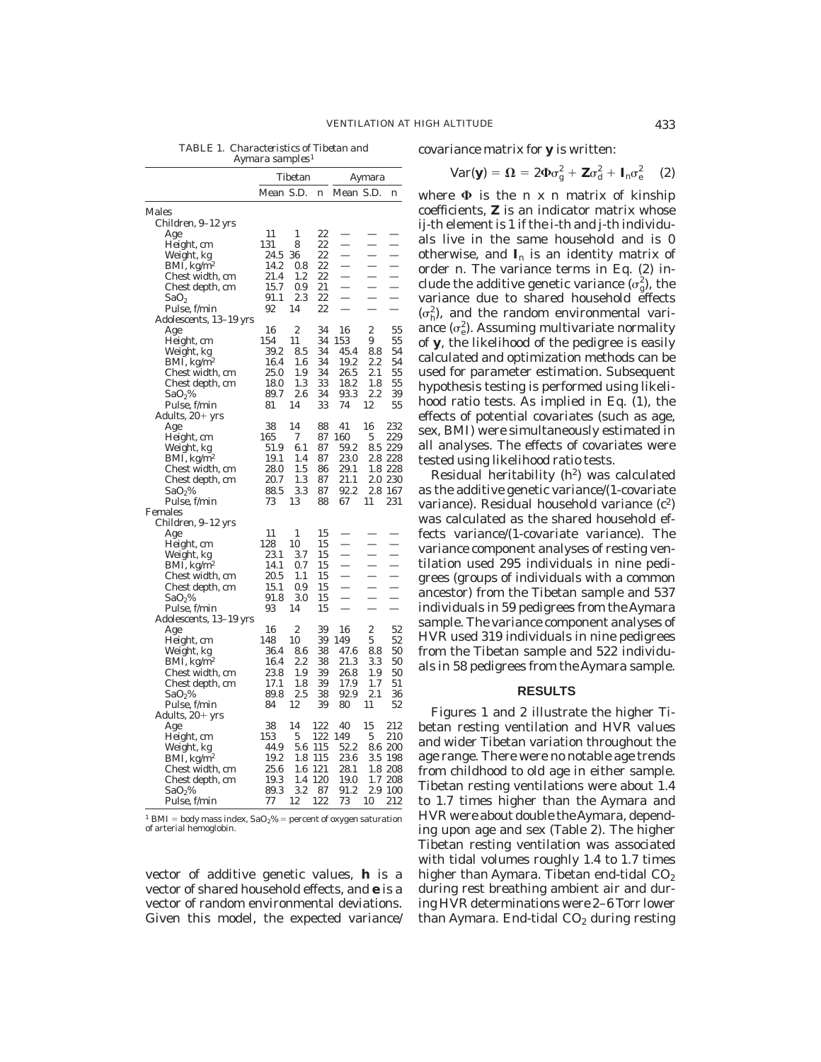TABLE 1. *Characteristics of Tibetan and Aymara samples*[1]

| | Tibetan | | | Aymara | | |
|---|---|---|---|---|---|---|
| | Mean | S.D. | n | Mean | S.D. | n |
| **Males** | | | | | | |
| *Children, 9–12 yrs* | | | | | | |
| Age | 11 | 1 | 22 | — | — | — |
| Height, cm | 131 | 8 | 22 | — | — | — |
| Weight, kg | 24.5 | 36 | 22 | — | — | — |
| BMI, kg/m² | 14.2 | 0.8 | 22 | — | — | — |
| Chest width, cm | 21.4 | 1.2 | 22 | — | — | — |
| Chest depth, cm | 15.7 | 0.9 | 21 | — | — | — |
| $SaO_2$ | 91.1 | 2.3 | 22 | — | — | — |
| Pulse, f/min | 92 | 14 | 22 | — | — | — |
| *Adolescents, 13–19 yrs* | | | | | | |
| Age | 16 | 2 | 34 | 16 | 2 | 55 |
| Height, cm | 154 | 11 | 34 | 153 | 9 | 55 |
| Weight, kg | 39.2 | 8.5 | 34 | 45.4 | 8.8 | 54 |
| BMI, kg/m² | 16.4 | 1.6 | 34 | 19.2 | 2.2 | 54 |
| Chest width, cm | 25.0 | 1.9 | 34 | 26.5 | 2.1 | 55 |
| Chest depth, cm | 18.0 | 1.3 | 33 | 18.2 | 1.8 | 55 |
| $SaO_2$% | 89.7 | 2.6 | 34 | 93.3 | 2.2 | 39 |
| Pulse, f/min | 81 | 14 | 33 | 74 | 12 | 55 |
| *Adults, 20+ yrs* | | | | | | |
| Age | 38 | 14 | 88 | 41 | 16 | 232 |
| Height, cm | 165 | 7 | 87 | 160 | 5 | 229 |
| Weight, kg | 51.9 | 6.1 | 87 | 59.2 | 8.5 | 229 |
| BMI, kg/m² | 19.1 | 1.4 | 87 | 23.0 | 2.8 | 228 |
| Chest width, cm | 28.0 | 1.5 | 86 | 29.1 | 1.8 | 228 |
| Chest depth, cm | 20.7 | 1.3 | 87 | 21.1 | 2.0 | 230 |
| $SaO_2$% | 88.5 | 3.3 | 87 | 92.2 | 2.8 | 167 |
| Pulse, f/min | 73 | 13 | 88 | 67 | 11 | 231 |
| **Females** | | | | | | |
| *Children, 9–12 yrs* | | | | | | |
| Age | 11 | 1 | 15 | — | — | — |
| Height, cm | 128 | 10 | 15 | — | — | — |
| Weight, kg | 23.1 | 3.7 | 15 | — | — | — |
| BMI, kg/m² | 14.1 | 0.7 | 15 | — | — | — |
| Chest width, cm | 20.5 | 1.1 | 15 | — | — | — |
| Chest depth, cm | 15.1 | 0.9 | 15 | — | — | — |
| $SaO_2$% | 91.8 | 3.0 | 15 | — | — | — |
| Pulse, f/min | 93 | 14 | 15 | — | — | — |
| *Adolescents, 13–19 yrs* | | | | | | |
| Age | 16 | 2 | 39 | 16 | 2 | 52 |
| Height, cm | 148 | 10 | 39 | 149 | 5 | 52 |
| Weight, kg | 36.4 | 8.6 | 38 | 47.6 | 8.8 | 50 |
| BMI, kg/m² | 16.4 | 2.2 | 38 | 21.3 | 3.3 | 50 |
| Chest width, cm | 23.8 | 1.9 | 39 | 26.8 | 1.9 | 50 |
| Chest depth, cm | 17.1 | 1.8 | 39 | 17.9 | 1.7 | 51 |
| $SaO_2$% | 89.8 | 2.5 | 38 | 92.9 | 2.1 | 36 |
| Pulse, f/min | 84 | 12 | 39 | 80 | 11 | 52 |
| *Adults, 20+ yrs* | | | | | | |
| Age | 38 | 14 | 122 | 40 | 15 | 212 |
| Height, cm | 153 | 5 | 122 | 149 | 5 | 210 |
| Weight, kg | 44.9 | 5.6 | 115 | 52.2 | 8.6 | 200 |
| BMI, kg/m² | 19.2 | 1.8 | 115 | 23.6 | 3.5 | 198 |
| Chest width, cm | 25.6 | 1.6 | 121 | 28.1 | 1.8 | 208 |
| Chest depth, cm | 19.3 | 1.4 | 120 | 19.0 | 1.7 | 208 |
| $SaO_2$% | 89.3 | 3.2 | 87 | 91.2 | 2.9 | 100 |
| Pulse, f/min | 77 | 12 | 122 | 73 | 10 | 212 |

[1] BMI = body mass index, $SaO_2$% = percent of oxygen saturation of arterial hemoglobin.

vector of additive genetic values, **h** is a vector of shared household effects, and **e** is a vector of random environmental deviations. Given this model, the expected variance/covariance matrix for **y** is written:

$$\mathrm{Var}(\mathbf{y}) = \mathbf{\Omega} = 2\mathbf{\Phi}\sigma_g^2 + \mathbf{Z}\sigma_d^2 + \mathbf{I}_n\sigma_e^2 \quad (2)$$

where $\mathbf{\Phi}$ is the n x n matrix of kinship coefficients, **Z** is an indicator matrix whose ij-th element is 1 if the i-th and j-th individuals live in the same household and is 0 otherwise, and $\mathbf{I}_n$ is an identity matrix of order n. The variance terms in Eq. (2) include the additive genetic variance ($\sigma_g^2$), the variance due to shared household effects ($\sigma_h^2$), and the random environmental variance ($\sigma_e^2$). Assuming multivariate normality of **y**, the likelihood of the pedigree is easily calculated and optimization methods can be used for parameter estimation. Subsequent hypothesis testing is performed using likelihood ratio tests. As implied in Eq. (1), the effects of potential covariates (such as age, sex, BMI) were simultaneously estimated in all analyses. The effects of covariates were tested using likelihood ratio tests.

Residual heritability ($h^2$) was calculated as the additive genetic variance/(1-covariate variance). Residual household variance ($c^2$) was calculated as the shared household effects variance/(1-covariate variance). The variance component analyses of resting ventilation used 295 individuals in nine pedigrees (groups of individuals with a common ancestor) from the Tibetan sample and 537 individuals in 59 pedigrees from the Aymara sample. The variance component analyses of HVR used 319 individuals in nine pedigrees from the Tibetan sample and 522 individuals in 58 pedigrees from the Aymara sample.

## RESULTS

Figures 1 and 2 illustrate the higher Tibetan resting ventilation and HVR values and wider Tibetan variation throughout the age range. There were no notable age trends from childhood to old age in either sample. Tibetan resting ventilations were about 1.4 to 1.7 times higher than the Aymara and HVR were about double the Aymara, depending upon age and sex (Table 2). The higher Tibetan resting ventilation was associated with tidal volumes roughly 1.4 to 1.7 times higher than Aymara. Tibetan end-tidal $CO_2$ during rest breathing ambient air and during HVR determinations were 2–6 Torr lower than Aymara. End-tidal $CO_2$ during resting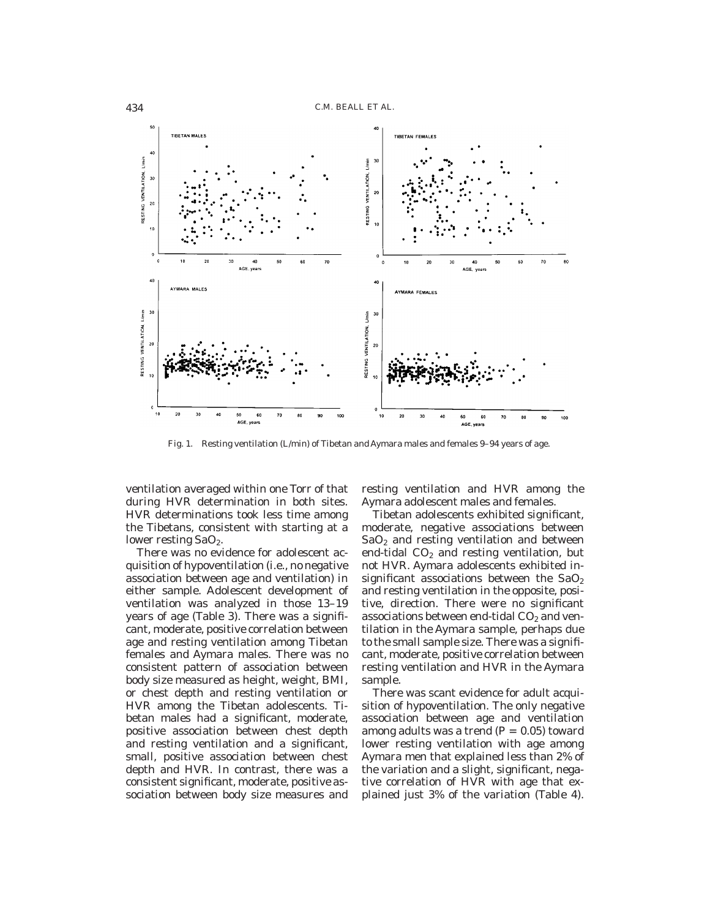Fig. 1. Resting ventilation (L/min) of Tibetan and Aymara males and females 9–94 years of age.

ventilation averaged within one Torr of that during HVR determination in both sites. HVR determinations took less time among the Tibetans, consistent with starting at a lower resting $SaO_2$.

There was no evidence for adolescent acquisition of hypoventilation (i.e., no negative association between age and ventilation) in either sample. Adolescent development of ventilation was analyzed in those 13–19 years of age (Table 3). There was a significant, moderate, positive correlation between age and resting ventilation among Tibetan females and Aymara males. There was no consistent pattern of association between body size measured as height, weight, BMI, or chest depth and resting ventilation or HVR among the Tibetan adolescents. Tibetan males had a significant, moderate, positive association between chest depth and resting ventilation and a significant, small, positive association between chest depth and HVR. In contrast, there was a consistent significant, moderate, positive association between body size measures and resting ventilation and HVR among the Aymara adolescent males and females.

Tibetan adolescents exhibited significant, moderate, negative associations between $SaO_2$ and resting ventilation and between end-tidal $CO_2$ and resting ventilation, but not HVR. Aymara adolescents exhibited insignificant associations between the $SaO_2$ and resting ventilation in the opposite, positive, direction. There were no significant associations between end-tidal $CO_2$ and ventilation in the Aymara sample, perhaps due to the small sample size. There was a significant, moderate, positive correlation between resting ventilation and HVR in the Aymara sample.

There was scant evidence for adult acquisition of hypoventilation. The only negative association between age and ventilation among adults was a trend ($P = 0.05$) toward lower resting ventilation with age among Aymara men that explained less than 2% of the variation and a slight, significant, negative correlation of HVR with age that explained just 3% of the variation (Table 4).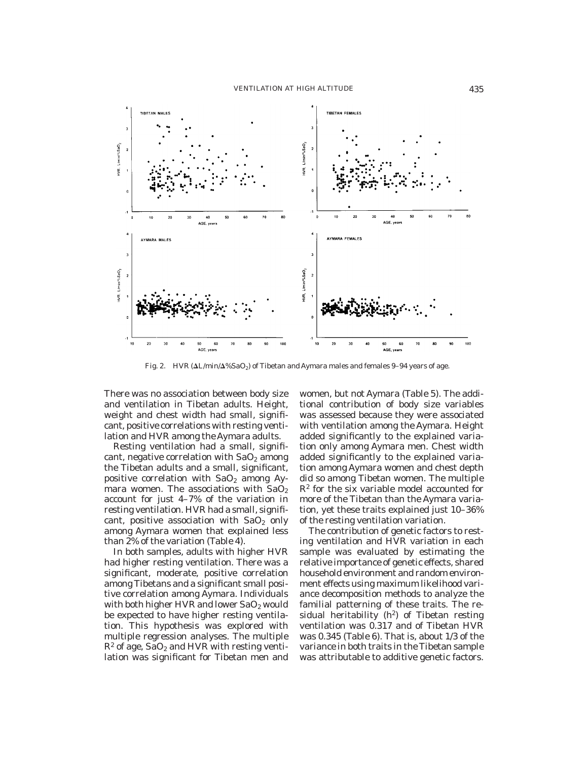Fig. 2. HVR ($\Delta$L/min/$\Delta$%$SaO_2$) of Tibetan and Aymara males and females 9–94 years of age.

There was no association between body size and ventilation in Tibetan adults. Height, weight and chest width had small, significant, positive correlations with resting ventilation and HVR among the Aymara adults.

Resting ventilation had a small, significant, negative correlation with $SaO_2$ among the Tibetan adults and a small, significant, positive correlation with $SaO_2$ among Aymara women. The associations with $SaO_2$ account for just 4–7% of the variation in resting ventilation. HVR had a small, significant, positive association with $SaO_2$ only among Aymara women that explained less than 2% of the variation (Table 4).

In both samples, adults with higher HVR had higher resting ventilation. There was a significant, moderate, positive correlation among Tibetans and a significant small positive correlation among Aymara. Individuals with both higher HVR and lower $SaO_2$ would be expected to have higher resting ventilation. This hypothesis was explored with multiple regression analyses. The multiple $R^2$ of age, $SaO_2$ and HVR with resting ventilation was significant for Tibetan men and women, but not Aymara (Table 5). The additional contribution of body size variables was assessed because they were associated with ventilation among the Aymara. Height added significantly to the explained variation only among Aymara men. Chest width added significantly to the explained variation among Aymara women and chest depth did so among Tibetan women. The multiple $R^2$ for the six variable model accounted for more of the Tibetan than the Aymara variation, yet these traits explained just 10–36% of the resting ventilation variation.

The contribution of genetic factors to resting ventilation and HVR variation in each sample was evaluated by estimating the relative importance of genetic effects, shared household environment and random environment effects using maximum likelihood variance decomposition methods to analyze the familial patterning of these traits. The residual heritability ($h^2$) of Tibetan resting ventilation was 0.317 and of Tibetan HVR was 0.345 (Table 6). That is, about 1/3 of the variance in both traits in the Tibetan sample was attributable to additive genetic factors.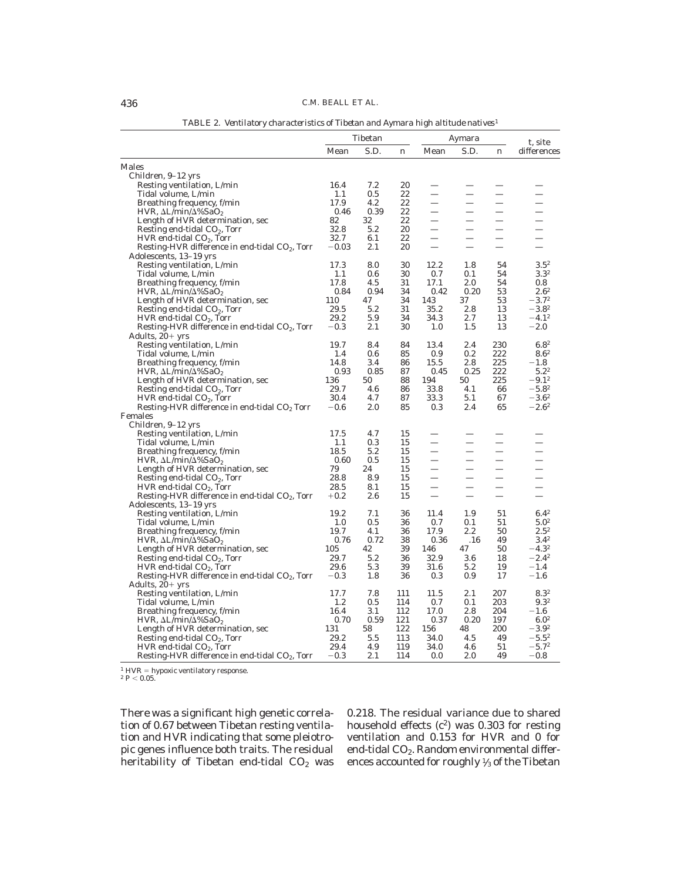TABLE 2. *Ventilatory characteristics of Tibetan and Aymara high altitude natives*[1]

| | Tibetan | | | Aymara | | | t, site differences |
|---|---|---|---|---|---|---|---|
| | Mean | S.D. | n | Mean | S.D. | n | |
| **Males** | | | | | | | |
| Children, 9–12 yrs | | | | | | | |
| Resting ventilation, L/min | 16.4 | 7.2 | 20 | — | — | — | — |
| Tidal volume, L/min | 1.1 | 0.5 | 22 | — | — | — | — |
| Breathing frequency, f/min | 17.9 | 4.2 | 22 | — | — | — | — |
| HVR, $\Delta$L/min/$\Delta$%$SaO_2$ | 0.46 | 0.39 | 22 | — | — | — | — |
| Length of HVR determination, sec | 82 | 32 | 22 | — | — | — | — |
| Resting end-tidal $CO_2$, Torr | 32.8 | 5.2 | 20 | — | — | — | — |
| HVR end-tidal $CO_2$, Torr | 32.7 | 6.1 | 22 | — | — | — | — |
| Resting-HVR difference in end-tidal $CO_2$, Torr | −0.03 | 2.1 | 20 | — | — | — | — |
| Adolescents, 13–19 yrs | | | | | | | |
| Resting ventilation, L/min | 17.3 | 8.0 | 30 | 12.2 | 1.8 | 54 | 3.5[2] |
| Tidal volume, L/min | 1.1 | 0.6 | 30 | 0.7 | 0.1 | 54 | 3.3[2] |
| Breathing frequency, f/min | 17.8 | 4.5 | 31 | 17.1 | 2.0 | 54 | 0.8 |
| HVR, $\Delta$L/min/$\Delta$%$SaO_2$ | 0.84 | 0.94 | 34 | 0.42 | 0.20 | 53 | 2.6[2] |
| Length of HVR determination, sec | 110 | 47 | 34 | 143 | 37 | 53 | −3.7[2] |
| Resting end-tidal $CO_2$, Torr | 29.5 | 5.2 | 31 | 35.2 | 2.8 | 13 | −3.8[2] |
| HVR end-tidal $CO_2$, Torr | 29.2 | 5.9 | 34 | 34.3 | 2.7 | 13 | −4.1[2] |
| Resting-HVR difference in end-tidal $CO_2$, Torr | −0.3 | 2.1 | 30 | 1.0 | 1.5 | 13 | −2.0 |
| Adults, 20+ yrs | | | | | | | |
| Resting ventilation, L/min | 19.7 | 8.4 | 84 | 13.4 | 2.4 | 230 | 6.8[2] |
| Tidal volume, L/min | 1.4 | 0.6 | 85 | 0.9 | 0.2 | 222 | 8.6[2] |
| Breathing frequency, f/min | 14.8 | 3.4 | 86 | 15.5 | 2.8 | 225 | −1.8 |
| HVR, $\Delta$L/min/$\Delta$%$SaO_2$ | 0.93 | 0.85 | 87 | 0.45 | 0.25 | 222 | 5.2[2] |
| Length of HVR determination, sec | 136 | 50 | 88 | 194 | 50 | 225 | −9.1[2] |
| Resting end-tidal $CO_2$, Torr | 29.7 | 4.6 | 86 | 33.8 | 4.1 | 66 | −5.8[2] |
| HVR end-tidal $CO_2$, Torr | 30.4 | 4.7 | 87 | 33.3 | 5.1 | 67 | −3.6[2] |
| Resting-HVR difference in end-tidal $CO_2$ Torr | −0.6 | 2.0 | 85 | 0.3 | 2.4 | 65 | −2.6[2] |
| **Females** | | | | | | | |
| Children, 9–12 yrs | | | | | | | |
| Resting ventilation, L/min | 17.5 | 4.7 | 15 | — | — | — | — |
| Tidal volume, L/min | 1.1 | 0.3 | 15 | — | — | — | — |
| Breathing frequency, f/min | 18.5 | 5.2 | 15 | — | — | — | — |
| HVR, $\Delta$L/min/$\Delta$%$SaO_2$ | 0.60 | 0.5 | 15 | — | — | — | — |
| Length of HVR determination, sec | 79 | 24 | 15 | — | — | — | — |
| Resting end-tidal $CO_2$, Torr | 28.8 | 8.9 | 15 | — | — | — | — |
| HVR end-tidal $CO_2$, Torr | 28.5 | 8.1 | 15 | — | — | — | — |
| Resting-HVR difference in end-tidal $CO_2$, Torr | +0.2 | 2.6 | 15 | — | — | — | — |
| Adolescents, 13–19 yrs | | | | | | | |
| Resting ventilation, L/min | 19.2 | 7.1 | 36 | 11.4 | 1.9 | 51 | 6.4[2] |
| Tidal volume, L/min | 1.0 | 0.5 | 36 | 0.7 | 0.1 | 51 | 5.0[2] |
| Breathing frequency, f/min | 19.7 | 4.1 | 36 | 17.9 | 2.2 | 50 | 2.5[2] |
| HVR, $\Delta$L/min/$\Delta$%$SaO_2$ | 0.76 | 0.72 | 38 | 0.36 | .16 | 49 | 3.4[2] |
| Length of HVR determination, sec | 105 | 42 | 39 | 146 | 47 | 50 | −4.3[2] |
| Resting end-tidal $CO_2$, Torr | 29.7 | 5.2 | 36 | 32.9 | 3.6 | 18 | −2.4[2] |
| HVR end-tidal $CO_2$, Torr | 29.6 | 5.3 | 39 | 31.6 | 5.2 | 19 | −1.4 |
| Resting-HVR difference in end-tidal $CO_2$, Torr | −0.3 | 1.8 | 36 | 0.3 | 0.9 | 17 | −1.6 |
| Adults, 20+ yrs | | | | | | | |
| Resting ventilation, L/min | 17.7 | 7.8 | 111 | 11.5 | 2.1 | 207 | 8.3[2] |
| Tidal volume, L/min | 1.2 | 0.5 | 114 | 0.7 | 0.1 | 203 | 9.3[2] |
| Breathing frequency, f/min | 16.4 | 3.1 | 112 | 17.0 | 2.8 | 204 | −1.6 |
| HVR, $\Delta$L/min/$\Delta$%$SaO_2$ | 0.70 | 0.59 | 121 | 0.37 | 0.20 | 197 | 6.0[2] |
| Length of HVR determination, sec | 131 | 58 | 122 | 156 | 48 | 200 | −3.9[2] |
| Resting end-tidal $CO_2$, Torr | 29.2 | 5.5 | 113 | 34.0 | 4.5 | 49 | −5.5[2] |
| HVR end-tidal $CO_2$, Torr | 29.4 | 4.9 | 119 | 34.0 | 4.6 | 51 | −5.7[2] |
| Resting-HVR difference in end-tidal $CO_2$, Torr | −0.3 | 2.1 | 114 | 0.0 | 2.0 | 49 | −0.8 |

[1] HVR = hypoxic ventilatory response.
[2] $P < 0.05$.

There was a significant high genetic correlation of 0.67 between Tibetan resting ventilation and HVR indicating that some pleiotropic genes influence both traits. The residual heritability of Tibetan end-tidal $CO_2$ was 0.218. The residual variance due to shared household effects ($c^2$) was 0.303 for resting ventilation and 0.153 for HVR and 0 for end-tidal $CO_2$. Random environmental differences accounted for roughly ⅓ of the Tibetan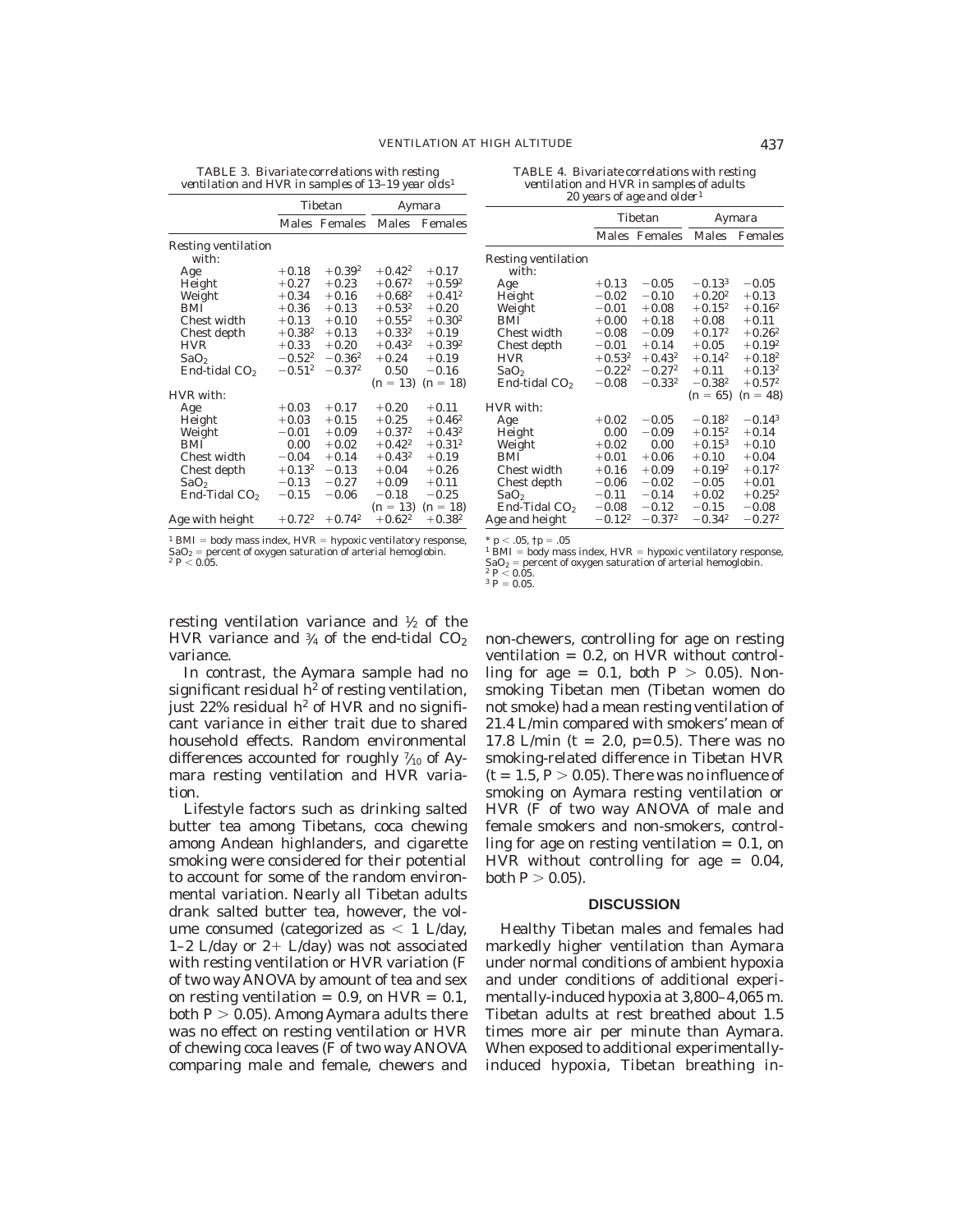TABLE 3. *Bivariate correlations with resting ventilation and HVR in samples of 13–19 year olds*[1]

| | Tibetan | | Aymara | |
|---|---|---|---|---|
| | Males | Females | Males | Females |
| Resting ventilation with: | | | | |
| Age | +0.18 | +0.39[2] | +0.42[2] | +0.17 |
| Height | +0.27 | +0.23 | +0.67[2] | +0.59[2] |
| Weight | +0.34 | +0.16 | +0.68[2] | +0.41[2] |
| BMI | +0.36 | +0.13 | +0.53[2] | +0.20 |
| Chest width | +0.13 | +0.10 | +0.55[2] | +0.30[2] |
| Chest depth | +0.38[2] | +0.13 | +0.33[2] | +0.19 |
| HVR | +0.33 | +0.20 | +0.43[2] | +0.39[2] |
| $SaO_2$ | −0.52[2] | −0.36[2] | +0.24 | +0.19 |
| End-tidal $CO_2$ | −0.51[2] | −0.37[2] | 0.50 | −0.16 |
| | | | (n = 13) | (n = 18) |
| HVR with: | | | | |
| Age | +0.03 | +0.17 | +0.20 | +0.11 |
| Height | +0.03 | +0.15 | +0.25 | +0.46[2] |
| Weight | −0.01 | +0.09 | +0.37[2] | +0.43[2] |
| BMI | 0.00 | +0.02 | +0.42[2] | +0.31[2] |
| Chest width | −0.04 | +0.14 | +0.43[2] | +0.19 |
| Chest depth | +0.13[2] | −0.13 | +0.04 | +0.26 |
| $SaO_2$ | −0.13 | −0.27 | +0.09 | +0.11 |
| End-Tidal $CO_2$ | −0.15 | −0.06 | −0.18 | −0.25 |
| | | | (n = 13) | (n = 18) |
| Age with height | +0.72[2] | +0.74[2] | +0.62[2] | +0.38[2] |

[1] BMI = body mass index, HVR = hypoxic ventilatory response, $SaO_2$ = percent of oxygen saturation of arterial hemoglobin.
[2] P < 0.05.

TABLE 4. *Bivariate correlations with resting ventilation and HVR in samples of adults 20 years of age and older*[1]

| | Tibetan | | Aymara | |
|---|---|---|---|---|
| | Males | Females | Males | Females |
| Resting ventilation with: | | | | |
| Age | +0.13 | −0.05 | −0.13[3] | −0.05 |
| Height | −0.02 | −0.10 | +0.20[2] | +0.13 |
| Weight | −0.01 | +0.08 | +0.15[2] | +0.16[2] |
| BMI | +0.00 | +0.18 | +0.08 | +0.11 |
| Chest width | −0.08 | −0.09 | +0.17[2] | +0.26[2] |
| Chest depth | −0.01 | +0.14 | +0.05 | +0.19[2] |
| HVR | +0.53[2] | +0.43[2] | +0.14[2] | +0.18[2] |
| $SaO_2$ | −0.22[2] | −0.27[2] | +0.11 | +0.13[2] |
| End-tidal $CO_2$ | −0.08 | −0.33[2] | −0.38[2] | +0.57[2] |
| | | | (n = 65) | (n = 48) |
| HVR with: | | | | |
| Age | +0.02 | −0.05 | −0.18[2] | −0.14[3] |
| Height | 0.00 | −0.09 | +0.15[2] | +0.14 |
| Weight | +0.02 | 0.00 | +0.15[3] | +0.10 |
| BMI | +0.01 | +0.06 | +0.10 | +0.04 |
| Chest width | +0.16 | +0.09 | +0.19[2] | +0.17[2] |
| Chest depth | −0.06 | −0.02 | −0.05 | +0.01 |
| $SaO_2$ | −0.11 | −0.14 | +0.02 | +0.25[2] |
| End-Tidal $CO_2$ | −0.08 | −0.12 | −0.15 | −0.08 |
| Age and height | −0.12[2] | −0.37[2] | −0.34[2] | −0.27[2] |

* p < .05, † p = .05
[1] BMI = body mass index, HVR = hypoxic ventilatory response, $SaO_2$ = percent of oxygen saturation of arterial hemoglobin.
[2] P < 0.05.
[3] P = 0.05.

resting ventilation variance and ½ of the HVR variance and ¾ of the end-tidal $CO_2$ variance.

In contrast, the Aymara sample had no significant residual $h^2$ of resting ventilation, just 22% residual $h^2$ of HVR and no significant variance in either trait due to shared household effects. Random environmental differences accounted for roughly 7/10 of Aymara resting ventilation and HVR variation.

Lifestyle factors such as drinking salted butter tea among Tibetans, coca chewing among Andean highlanders, and cigarette smoking were considered for their potential to account for some of the random environmental variation. Nearly all Tibetan adults drank salted butter tea, however, the volume consumed (categorized as < 1 L/day, 1–2 L/day or 2+ L/day) was not associated with resting ventilation or HVR variation (F of two way ANOVA by amount of tea and sex on resting ventilation = 0.9, on HVR = 0.1, both P > 0.05). Among Aymara adults there was no effect on resting ventilation or HVR of chewing coca leaves (F of two way ANOVA comparing male and female, chewers and non-chewers, controlling for age on resting ventilation = 0.2, on HVR without controlling for age = 0.1, both P > 0.05). Nonsmoking Tibetan men (Tibetan women do not smoke) had a mean resting ventilation of 21.4 L/min compared with smokers' mean of 17.8 L/min (t = 2.0, p=0.5). There was no smoking-related difference in Tibetan HVR (t = 1.5, P > 0.05). There was no influence of smoking on Aymara resting ventilation or HVR (F of two way ANOVA of male and female smokers and non-smokers, controlling for age on resting ventilation = 0.1, on HVR without controlling for age = 0.04, both P > 0.05).

## DISCUSSION

Healthy Tibetan males and females had markedly higher ventilation than Aymara under normal conditions of ambient hypoxia and under conditions of additional experimentally-induced hypoxia at 3,800–4,065 m. Tibetan adults at rest breathed about 1.5 times more air per minute than Aymara. When exposed to additional experimentally-induced hypoxia, Tibetan breathing in-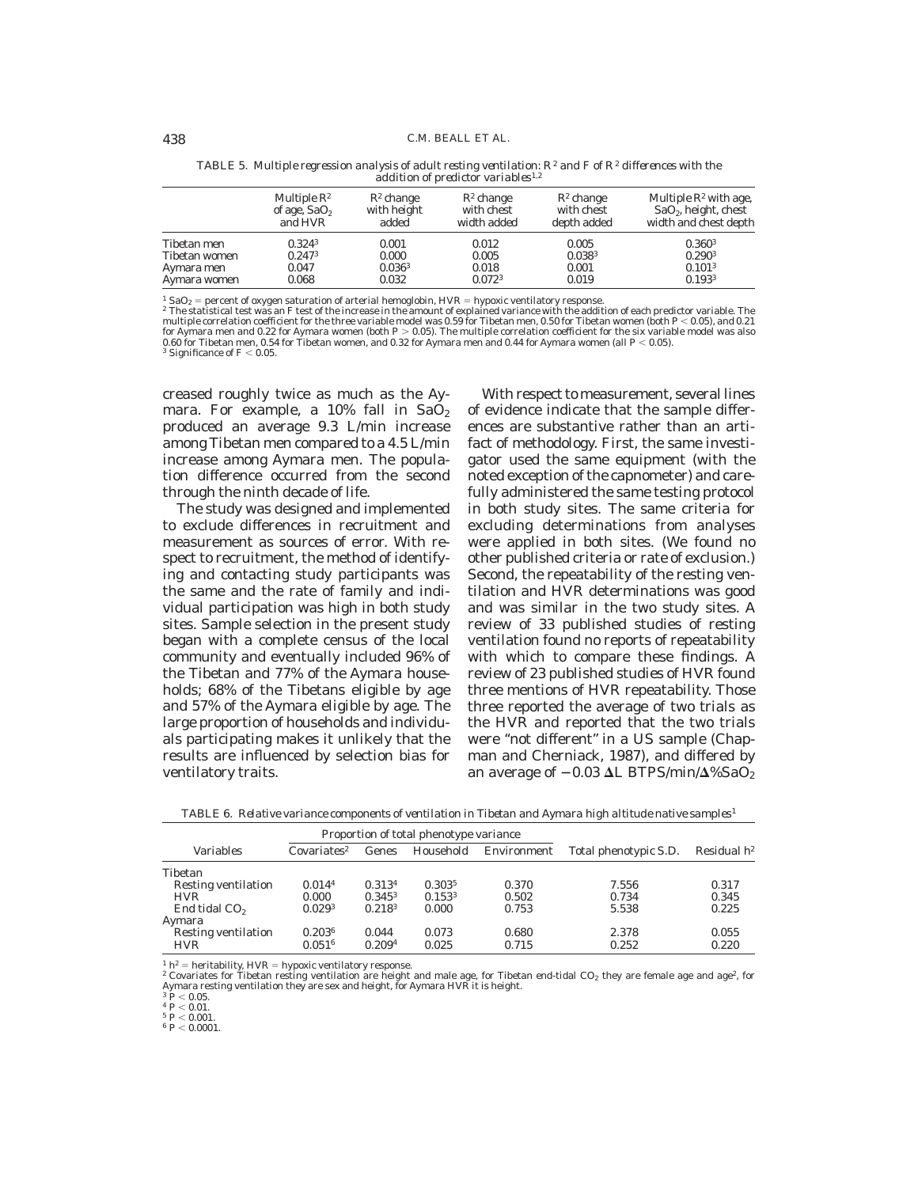TABLE 5. *Multiple regression analysis of adult resting ventilation: $R^2$ and F of $R^2$ differences with the addition of predictor variables*[1,2]

| | Multiple $R^2$ of age, $SaO_2$ and HVR | $R^2$ change with height added | $R^2$ change with chest width added | $R^2$ change with chest depth added | Multiple $R^2$ with age, $SaO_2$, height, chest width and chest depth |
|---|---|---|---|---|---|
| Tibetan men | 0.324[3] | 0.001 | 0.012 | 0.005 | 0.360[3] |
| Tibetan women | 0.247[3] | 0.000 | 0.005 | 0.038[3] | 0.290[3] |
| Aymara men | 0.047 | 0.036[3] | 0.018 | 0.001 | 0.101[3] |
| Aymara women | 0.068 | 0.032 | 0.072[3] | 0.019 | 0.193[3] |

[1] $SaO_2$ = percent of oxygen saturation of arterial hemoglobin, HVR = hypoxic ventilatory response.
[2] The statistical test was an F test of the increase in the amount of explained variance with the addition of each predictor variable. The multiple correlation coefficient for the three variable model was 0.59 for Tibetan men, 0.50 for Tibetan women (both $P < 0.05$), and 0.21 for Aymara men and 0.22 for Aymara women (both $P > 0.05$). The multiple correlation coefficient for the six variable model was also 0.60 for Tibetan men, 0.54 for Tibetan women, and 0.32 for Aymara men and 0.44 for Aymara women (all $P < 0.05$).
[3] Significance of $F < 0.05$.

creased roughly twice as much as the Aymara. For example, a 10% fall in $SaO_2$ produced an average 9.3 L/min increase among Tibetan men compared to a 4.5 L/min increase among Aymara men. The population difference occurred from the second through the ninth decade of life.

The study was designed and implemented to exclude differences in recruitment and measurement as sources of error. With respect to recruitment, the method of identifying and contacting study participants was the same and the rate of family and individual participation was high in both study sites. Sample selection in the present study began with a complete census of the local community and eventually included 96% of the Tibetan and 77% of the Aymara households; 68% of the Tibetans eligible by age and 57% of the Aymara eligible by age. The large proportion of households and individuals participating makes it unlikely that the results are influenced by selection bias for ventilatory traits.

With respect to measurement, several lines of evidence indicate that the sample differences are substantive rather than an artifact of methodology. First, the same investigator used the same equipment (with the noted exception of the capnometer) and carefully administered the same testing protocol in both study sites. The same criteria for excluding determinations from analyses were applied in both sites. (We found no other published criteria or rate of exclusion.) Second, the repeatability of the resting ventilation and HVR determinations was good and was similar in the two study sites. A review of 33 published studies of resting ventilation found no reports of repeatability with which to compare these findings. A review of 23 published studies of HVR found three mentions of HVR repeatability. Those three reported the average of two trials as the HVR and reported that the two trials were "not different" in a US sample (Chapman and Cherniack, 1987), and differed by an average of $-0.03$ $\Delta$L BTPS/min/$\Delta$%$SaO_2$

TABLE 6. *Relative variance components of ventilation in Tibetan and Aymara high altitude native samples*[1]

| Variables | Proportion of total phenotype variance | | | | Total phenotypic S.D. | Residual $h^2$ |
|---|---|---|---|---|---|---|
| | Covariates[2] | Genes | Household | Environment | | |
| Tibetan | | | | | | |
| Resting ventilation | 0.014[4] | 0.313[4] | 0.303[5] | 0.370 | 7.556 | 0.317 |
| HVR | 0.000 | 0.345[3] | 0.153[3] | 0.502 | 0.734 | 0.345 |
| End tidal $CO_2$ | 0.029[3] | 0.218[3] | 0.000 | 0.753 | 5.538 | 0.225 |
| Aymara | | | | | | |
| Resting ventilation | 0.203[6] | 0.044 | 0.073 | 0.680 | 2.378 | 0.055 |
| HVR | 0.051[6] | 0.209[4] | 0.025 | 0.715 | 0.252 | 0.220 |

[1] $h^2$ = heritability, HVR = hypoxic ventilatory response.
[2] Covariates for Tibetan resting ventilation are height and male age, for Tibetan end-tidal $CO_2$ they are female age and age$^2$, for Aymara resting ventilation they are sex and height, for Aymara HVR it is height.
[3] $P < 0.05$.
[4] $P < 0.01$.
[5] $P < 0.001$.
[6] $P < 0.0001$.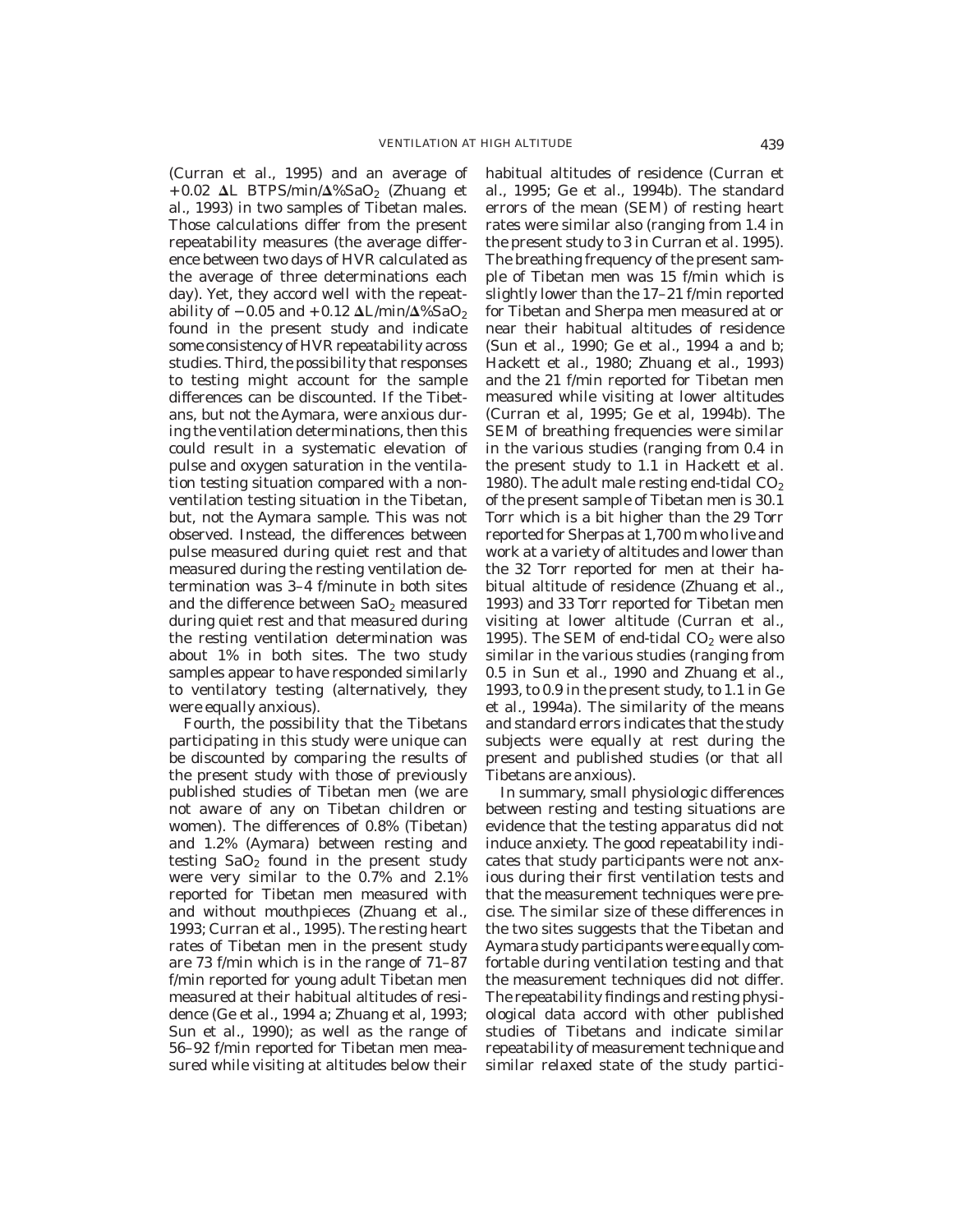(Curran et al., 1995) and an average of $+0.02$ $\Delta$L BTPS/min/$\Delta$%$SaO_2$ (Zhuang et al., 1993) in two samples of Tibetan males. Those calculations differ from the present repeatability measures (the average difference between two days of HVR calculated as the average of three determinations each day). Yet, they accord well with the repeatability of $-0.05$ and $+0.12$ $\Delta$L/min/$\Delta$%$SaO_2$ found in the present study and indicate some consistency of HVR repeatability across studies. Third, the possibility that responses to testing might account for the sample differences can be discounted. If the Tibetans, but not the Aymara, were anxious during the ventilation determinations, then this could result in a systematic elevation of pulse and oxygen saturation in the ventilation testing situation compared with a non-ventilation testing situation in the Tibetan, but, not the Aymara sample. This was not observed. Instead, the differences between pulse measured during quiet rest and that measured during the resting ventilation determination was 3–4 f/minute in both sites and the difference between $SaO_2$ measured during quiet rest and that measured during the resting ventilation determination was about 1% in both sites. The two study samples appear to have responded similarly to ventilatory testing (alternatively, they were equally anxious).

Fourth, the possibility that the Tibetans participating in this study were unique can be discounted by comparing the results of the present study with those of previously published studies of Tibetan men (we are not aware of any on Tibetan children or women). The differences of 0.8% (Tibetan) and 1.2% (Aymara) between resting and testing $SaO_2$ found in the present study were very similar to the 0.7% and 2.1% reported for Tibetan men measured with and without mouthpieces (Zhuang et al., 1993; Curran et al., 1995). The resting heart rates of Tibetan men in the present study are 73 f/min which is in the range of 71–87 f/min reported for young adult Tibetan men measured at their habitual altitudes of residence (Ge et al., 1994 a; Zhuang et al, 1993; Sun et al., 1990); as well as the range of 56–92 f/min reported for Tibetan men measured while visiting at altitudes below their habitual altitudes of residence (Curran et al., 1995; Ge et al., 1994b). The standard errors of the mean (SEM) of resting heart rates were similar also (ranging from 1.4 in the present study to 3 in Curran et al. 1995). The breathing frequency of the present sample of Tibetan men was 15 f/min which is slightly lower than the 17–21 f/min reported for Tibetan and Sherpa men measured at or near their habitual altitudes of residence (Sun et al., 1990; Ge et al., 1994 a and b; Hackett et al., 1980; Zhuang et al., 1993) and the 21 f/min reported for Tibetan men measured while visiting at lower altitudes (Curran et al, 1995; Ge et al, 1994b). The SEM of breathing frequencies were similar in the various studies (ranging from 0.4 in the present study to 1.1 in Hackett et al. 1980). The adult male resting end-tidal $CO_2$ of the present sample of Tibetan men is 30.1 Torr which is a bit higher than the 29 Torr reported for Sherpas at 1,700 m who live and work at a variety of altitudes and lower than the 32 Torr reported for men at their habitual altitude of residence (Zhuang et al., 1993) and 33 Torr reported for Tibetan men visiting at lower altitude (Curran et al., 1995). The SEM of end-tidal $CO_2$ were also similar in the various studies (ranging from 0.5 in Sun et al., 1990 and Zhuang et al., 1993, to 0.9 in the present study, to 1.1 in Ge et al., 1994a). The similarity of the means and standard errors indicates that the study subjects were equally at rest during the present and published studies (or that all Tibetans are anxious).

In summary, small physiologic differences between resting and testing situations are evidence that the testing apparatus did not induce anxiety. The good repeatability indicates that study participants were not anxious during their first ventilation tests and that the measurement techniques were precise. The similar size of these differences in the two sites suggests that the Tibetan and Aymara study participants were equally comfortable during ventilation testing and that the measurement techniques did not differ. The repeatability findings and resting physiological data accord with other published studies of Tibetans and indicate similar repeatability of measurement technique and similar relaxed state of the study partici-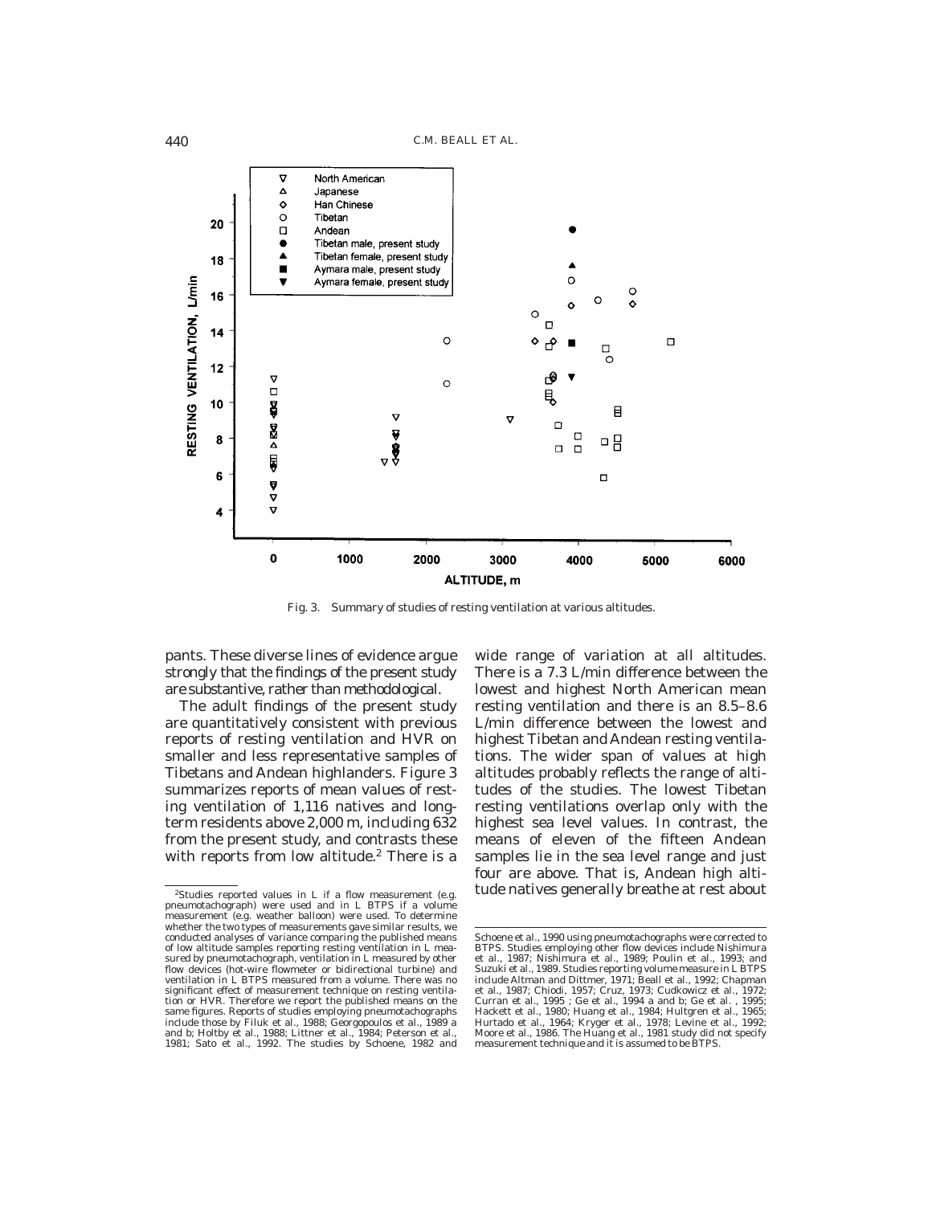Fig. 3. Summary of studies of resting ventilation at various altitudes.

pants. These diverse lines of evidence argue strongly that the findings of the present study are substantive, rather than methodological.

The adult findings of the present study are quantitatively consistent with previous reports of resting ventilation and HVR on smaller and less representative samples of Tibetans and Andean highlanders. Figure 3 summarizes reports of mean values of resting ventilation of 1,116 natives and long-term residents above 2,000 m, including 632 from the present study, and contrasts these with reports from low altitude.[2] There is a wide range of variation at all altitudes. There is a 7.3 L/min difference between the lowest and highest North American mean resting ventilation and there is an 8.5–8.6 L/min difference between the lowest and highest Tibetan and Andean resting ventilations. The wider span of values at high altitudes probably reflects the range of altitudes of the studies. The lowest Tibetan resting ventilations overlap only with the highest sea level values. In contrast, the means of eleven of the fifteen Andean samples lie in the sea level range and just four are above. That is, Andean high altitude natives generally breathe at rest about

[2]Studies reported values in L if a flow measurement (e.g. pneumotachograph) were used and in L BTPS if a volume measurement (e.g. weather balloon) were used. To determine whether the two types of measurements gave similar results, we conducted analyses of variance comparing the published means of low altitude samples reporting resting ventilation in L measured by pneumotachograph, ventilation in L measured by other flow devices (hot-wire flowmeter or bidirectional turbine) and ventilation in L BTPS measured from a volume. There was no significant effect of measurement technique on resting ventilation or HVR. Therefore we report the published means on the same figures. Reports of studies employing pneumotachographs include those by Filuk et al., 1988; Georgopoulos et al., 1989 a and b; Holtby et al., 1988; Littner et al., 1984; Peterson et al., 1981; Sato et al., 1992. The studies by Schoene, 1982 and Schoene et al., 1990 using pneumotachographs were corrected to BTPS. Studies employing other flow devices include Nishimura et al., 1987; Nishimura et al., 1989; Poulin et al., 1993; and Suzuki et al., 1989. Studies reporting volume measure in L BTPS include Altman and Dittmer, 1971; Beall et al., 1992; Chapman et al., 1987; Chiodi, 1957; Cruz, 1973; Cudkowicz et al., 1972; Curran et al., 1995 ; Ge et al., 1994 a and b; Ge et al. , 1995; Hackett et al., 1980; Huang et al., 1984; Hultgren et al., 1965; Hurtado et al., 1964; Kryger et al., 1978; Levine et al., 1992; Moore et al., 1986. The Huang et al., 1981 study did not specify measurement technique and it is assumed to be BTPS.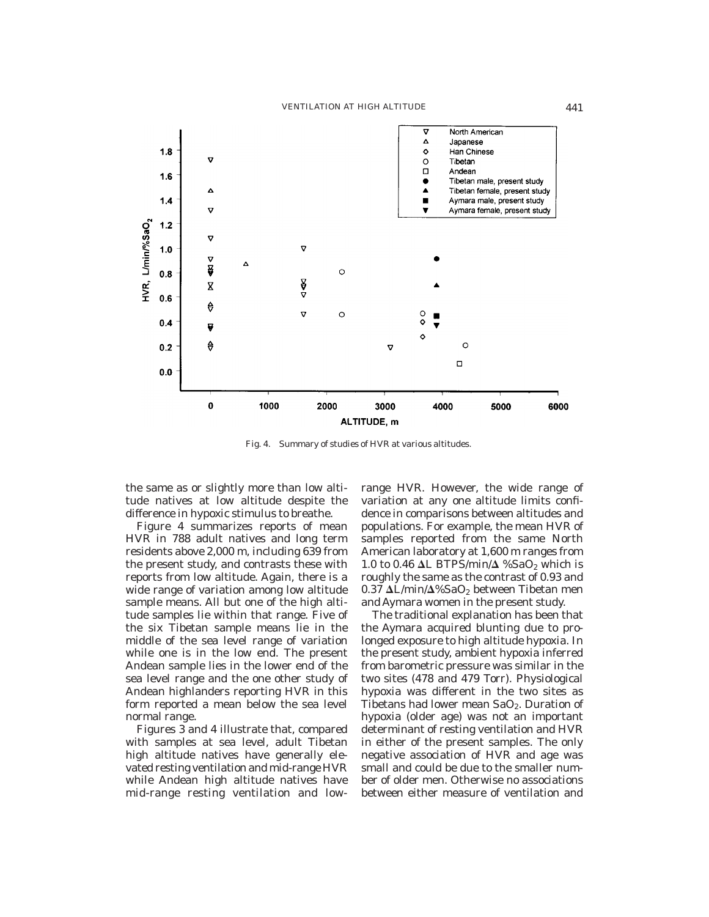Fig. 4. Summary of studies of HVR at various altitudes.

the same as or slightly more than low altitude natives at low altitude despite the difference in hypoxic stimulus to breathe.

Figure 4 summarizes reports of mean HVR in 788 adult natives and long term residents above 2,000 m, including 639 from the present study, and contrasts these with reports from low altitude. Again, there is a wide range of variation among low altitude sample means. All but one of the high altitude samples lie within that range. Five of the six Tibetan sample means lie in the middle of the sea level range of variation while one is in the low end. The present Andean sample lies in the lower end of the sea level range and the one other study of Andean highlanders reporting HVR in this form reported a mean below the sea level normal range.

Figures 3 and 4 illustrate that, compared with samples at sea level, adult Tibetan high altitude natives have generally elevated resting ventilation and mid-range HVR while Andean high altitude natives have mid-range resting ventilation and low-range HVR. However, the wide range of variation at any one altitude limits confidence in comparisons between altitudes and populations. For example, the mean HVR of samples reported from the same North American laboratory at 1,600 m ranges from 1.0 to 0.46 ΔL BTPS/min/Δ $\%SaO_2$ which is roughly the same as the contrast of 0.93 and 0.37 ΔL/min/Δ$\%SaO_2$ between Tibetan men and Aymara women in the present study.

The traditional explanation has been that the Aymara acquired blunting due to prolonged exposure to high altitude hypoxia. In the present study, ambient hypoxia inferred from barometric pressure was similar in the two sites (478 and 479 Torr). Physiological hypoxia was different in the two sites as Tibetans had lower mean $SaO_2$. Duration of hypoxia (older age) was not an important determinant of resting ventilation and HVR in either of the present samples. The only negative association of HVR and age was small and could be due to the smaller number of older men. Otherwise no associations between either measure of ventilation and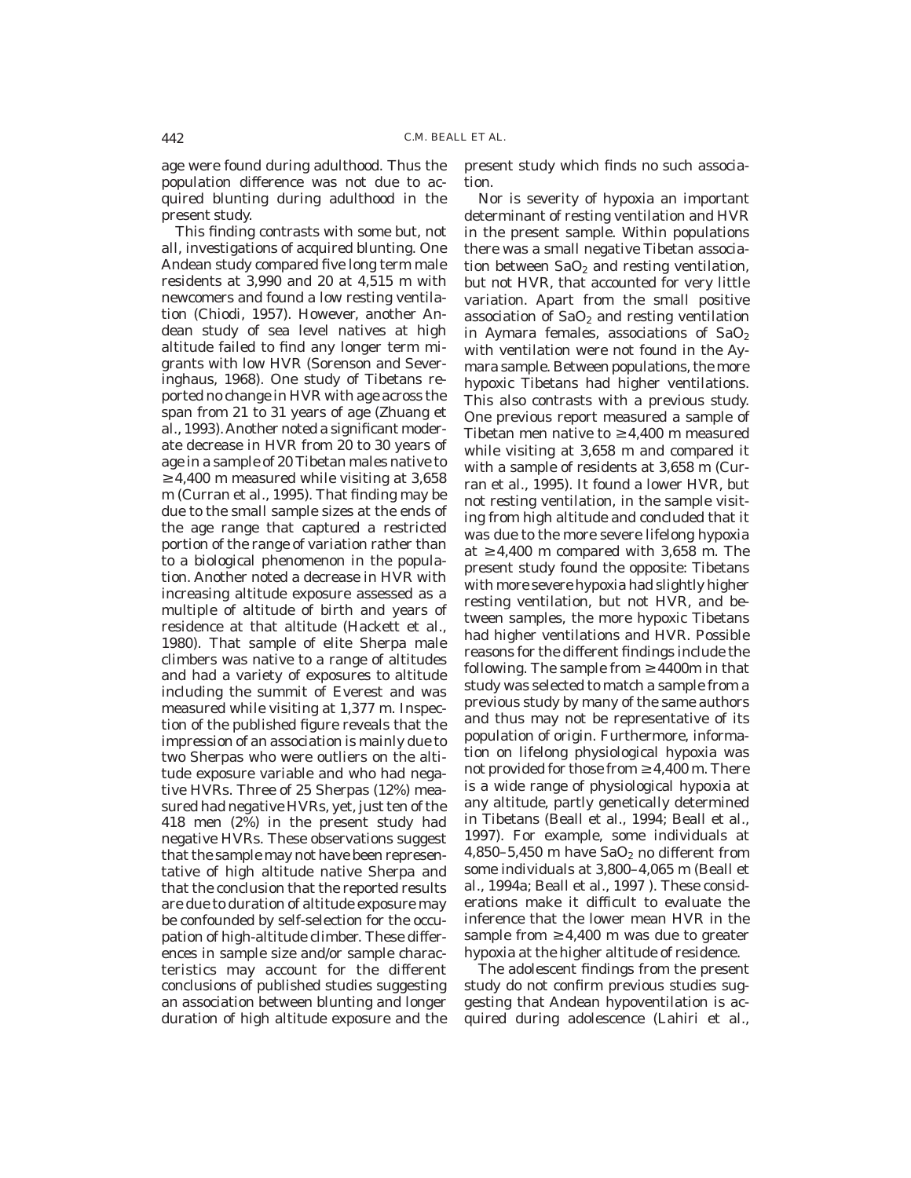age were found during adulthood. Thus the population difference was not due to acquired blunting during adulthood in the present study.

This finding contrasts with some but, not all, investigations of acquired blunting. One Andean study compared five long term male residents at 3,990 and 20 at 4,515 m with newcomers and found a low resting ventilation (Chiodi, 1957). However, another Andean study of sea level natives at high altitude failed to find any longer term migrants with low HVR (Sorenson and Severinghaus, 1968). One study of Tibetans reported no change in HVR with age across the span from 21 to 31 years of age (Zhuang et al., 1993). Another noted a significant moderate decrease in HVR from 20 to 30 years of age in a sample of 20 Tibetan males native to ≥4,400 m measured while visiting at 3,658 m (Curran et al., 1995). That finding may be due to the small sample sizes at the ends of the age range that captured a restricted portion of the range of variation rather than to a biological phenomenon in the population. Another noted a decrease in HVR with increasing altitude exposure assessed as a multiple of altitude of birth and years of residence at that altitude (Hackett et al., 1980). That sample of elite Sherpa male climbers was native to a range of altitudes and had a variety of exposures to altitude including the summit of Everest and was measured while visiting at 1,377 m. Inspection of the published figure reveals that the impression of an association is mainly due to two Sherpas who were outliers on the altitude exposure variable and who had negative HVRs. Three of 25 Sherpas (12%) measured had negative HVRs, yet, just ten of the 418 men (2%) in the present study had negative HVRs. These observations suggest that the sample may not have been representative of high altitude native Sherpa and that the conclusion that the reported results are due to duration of altitude exposure may be confounded by self-selection for the occupation of high-altitude climber. These differences in sample size and/or sample characteristics may account for the different conclusions of published studies suggesting an association between blunting and longer duration of high altitude exposure and the present study which finds no such association.

Nor is severity of hypoxia an important determinant of resting ventilation and HVR in the present sample. Within populations there was a small negative Tibetan association between $SaO_2$ and resting ventilation, but not HVR, that accounted for very little variation. Apart from the small positive association of $SaO_2$ and resting ventilation in Aymara females, associations of $SaO_2$ with ventilation were not found in the Aymara sample. Between populations, the more hypoxic Tibetans had higher ventilations. This also contrasts with a previous study. One previous report measured a sample of Tibetan men native to ≥4,400 m measured while visiting at 3,658 m and compared it with a sample of residents at 3,658 m (Curran et al., 1995). It found a lower HVR, but not resting ventilation, in the sample visiting from high altitude and concluded that it was due to the more severe lifelong hypoxia at ≥4,400 m compared with 3,658 m. The present study found the opposite: Tibetans with more severe hypoxia had slightly higher resting ventilation, but not HVR, and between samples, the more hypoxic Tibetans had higher ventilations and HVR. Possible reasons for the different findings include the following. The sample from ≥4400m in that study was selected to match a sample from a previous study by many of the same authors and thus may not be representative of its population of origin. Furthermore, information on lifelong physiological hypoxia was not provided for those from ≥4,400 m. There is a wide range of physiological hypoxia at any altitude, partly genetically determined in Tibetans (Beall et al., 1994; Beall et al., 1997). For example, some individuals at 4,850–5,450 m have $SaO_2$ no different from some individuals at 3,800–4,065 m (Beall et al., 1994a; Beall et al., 1997 ). These considerations make it difficult to evaluate the inference that the lower mean HVR in the sample from ≥4,400 m was due to greater hypoxia at the higher altitude of residence.

The adolescent findings from the present study do not confirm previous studies suggesting that Andean hypoventilation is acquired during adolescence (Lahiri et al.,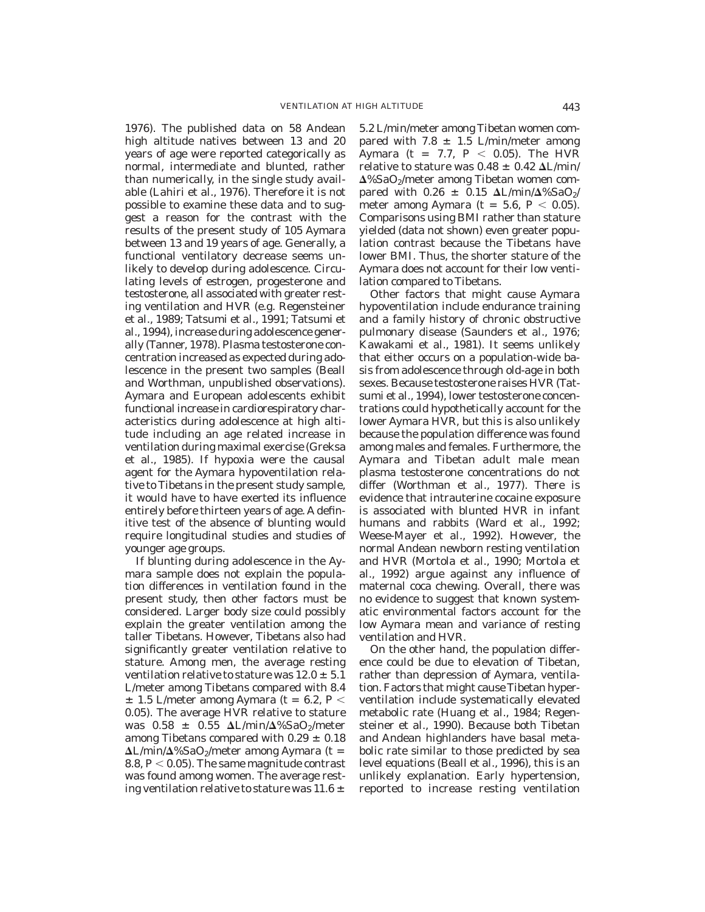1976). The published data on 58 Andean high altitude natives between 13 and 20 years of age were reported categorically as normal, intermediate and blunted, rather than numerically, in the single study available (Lahiri et al., 1976). Therefore it is not possible to examine these data and to suggest a reason for the contrast with the results of the present study of 105 Aymara between 13 and 19 years of age. Generally, a functional ventilatory decrease seems unlikely to develop during adolescence. Circulating levels of estrogen, progesterone and testosterone, all associated with greater resting ventilation and HVR (e.g. Regensteiner et al., 1989; Tatsumi et al., 1991; Tatsumi et al., 1994), increase during adolescence generally (Tanner, 1978). Plasma testosterone concentration increased as expected during adolescence in the present two samples (Beall and Worthman, unpublished observations). Aymara and European adolescents exhibit functional increase in cardiorespiratory characteristics during adolescence at high altitude including an age related increase in ventilation during maximal exercise (Greksa et al., 1985). If hypoxia were the causal agent for the Aymara hypoventilation relative to Tibetans in the present study sample, it would have to have exerted its influence entirely before thirteen years of age. A definitive test of the absence of blunting would require longitudinal studies and studies of younger age groups.

If blunting during adolescence in the Aymara sample does not explain the population differences in ventilation found in the present study, then other factors must be considered. Larger body size could possibly explain the greater ventilation among the taller Tibetans. However, Tibetans also had significantly greater ventilation relative to stature. Among men, the average resting ventilation relative to stature was $12.0 \pm 5.1$ L/meter among Tibetans compared with $8.4 \pm 1.5$ L/meter among Aymara ($t = 6.2$, $P < 0.05$). The average HVR relative to stature was $0.58 \pm 0.55$ $\Delta$L/min/$\Delta$%$SaO_2$/meter among Tibetans compared with $0.29 \pm 0.18$ $\Delta$L/min/$\Delta$%$SaO_2$/meter among Aymara ($t = 8.8$, $P < 0.05$). The same magnitude contrast was found among women. The average resting ventilation relative to stature was $11.6 \pm 5.2$ L/min/meter among Tibetan women compared with $7.8 \pm 1.5$ L/min/meter among Aymara ($t = 7.7$, $P < 0.05$). The HVR relative to stature was $0.48 \pm 0.42$ $\Delta$L/min/$\Delta$%$SaO_2$/meter among Tibetan women compared with $0.26 \pm 0.15$ $\Delta$L/min/$\Delta$%$SaO_2$/meter among Aymara ($t = 5.6$, $P < 0.05$). Comparisons using BMI rather than stature yielded (data not shown) even greater population contrast because the Tibetans have lower BMI. Thus, the shorter stature of the Aymara does not account for their low ventilation compared to Tibetans.

Other factors that might cause Aymara hypoventilation include endurance training and a family history of chronic obstructive pulmonary disease (Saunders et al., 1976; Kawakami et al., 1981). It seems unlikely that either occurs on a population-wide basis from adolescence through old-age in both sexes. Because testosterone raises HVR (Tatsumi et al., 1994), lower testosterone concentrations could hypothetically account for the lower Aymara HVR, but this is also unlikely because the population difference was found among males and females. Furthermore, the Aymara and Tibetan adult male mean plasma testosterone concentrations do not differ (Worthman et al., 1977). There is evidence that intrauterine cocaine exposure is associated with blunted HVR in infant humans and rabbits (Ward et al., 1992; Weese-Mayer et al., 1992). However, the normal Andean newborn resting ventilation and HVR (Mortola et al., 1990; Mortola et al., 1992) argue against any influence of maternal coca chewing. Overall, there was no evidence to suggest that known systematic environmental factors account for the low Aymara mean and variance of resting ventilation and HVR.

On the other hand, the population difference could be due to elevation of Tibetan, rather than depression of Aymara, ventilation. Factors that might cause Tibetan hyperventilation include systematically elevated metabolic rate (Huang et al., 1984; Regensteiner et al., 1990). Because both Tibetan and Andean highlanders have basal metabolic rate similar to those predicted by sea level equations (Beall et al., 1996), this is an unlikely explanation. Early hypertension, reported to increase resting ventilation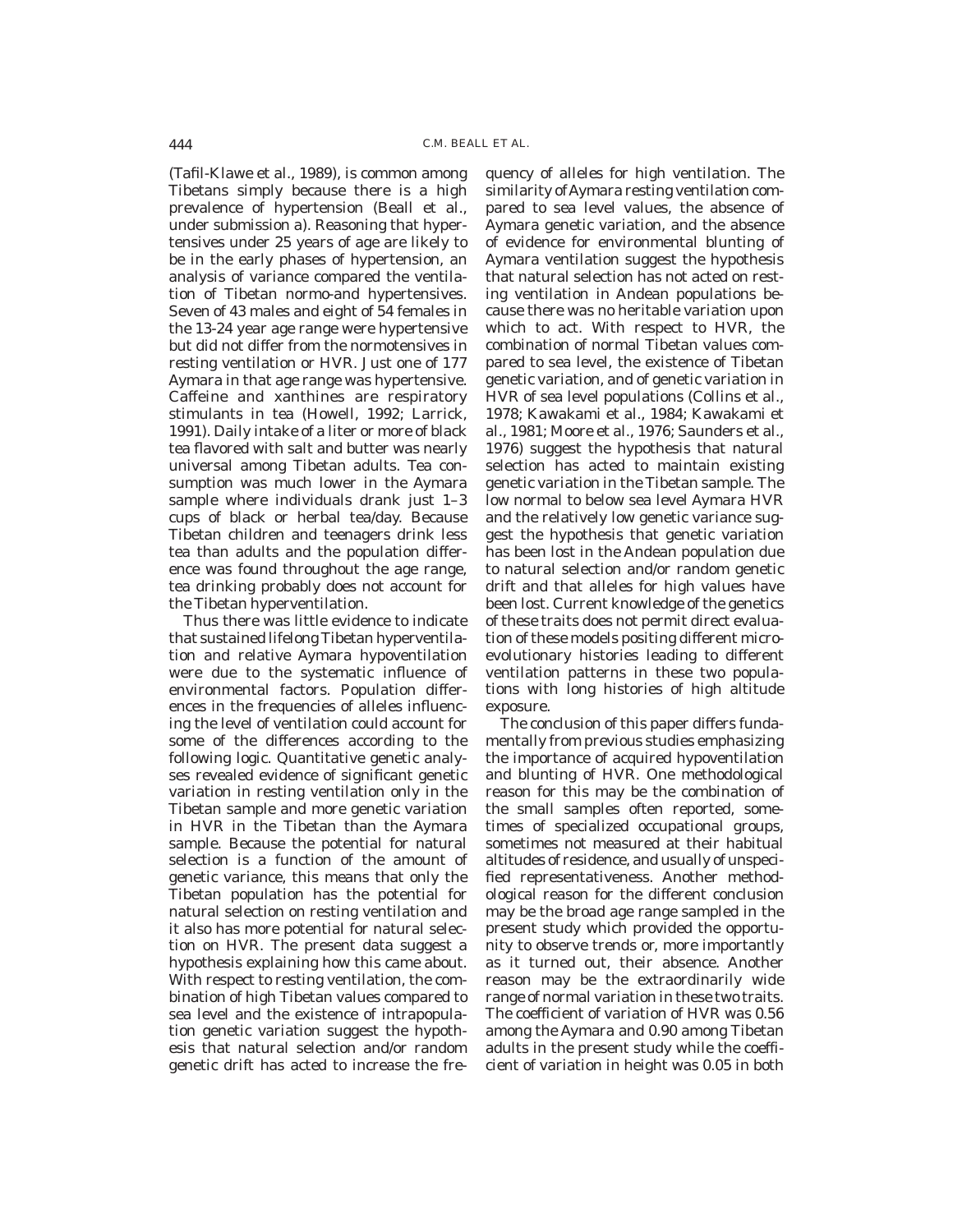(Tafil-Klawe et al., 1989), is common among Tibetans simply because there is a high prevalence of hypertension (Beall et al., under submission a). Reasoning that hypertensives under 25 years of age are likely to be in the early phases of hypertension, an analysis of variance compared the ventilation of Tibetan normo-and hypertensives. Seven of 43 males and eight of 54 females in the 13-24 year age range were hypertensive but did not differ from the normotensives in resting ventilation or HVR. Just one of 177 Aymara in that age range was hypertensive. Caffeine and xanthines are respiratory stimulants in tea (Howell, 1992; Larrick, 1991). Daily intake of a liter or more of black tea flavored with salt and butter was nearly universal among Tibetan adults. Tea consumption was much lower in the Aymara sample where individuals drank just 1–3 cups of black or herbal tea/day. Because Tibetan children and teenagers drink less tea than adults and the population difference was found throughout the age range, tea drinking probably does not account for the Tibetan hyperventilation.

Thus there was little evidence to indicate that sustained lifelong Tibetan hyperventilation and relative Aymara hypoventilation were due to the systematic influence of environmental factors. Population differences in the frequencies of alleles influencing the level of ventilation could account for some of the differences according to the following logic. Quantitative genetic analyses revealed evidence of significant genetic variation in resting ventilation only in the Tibetan sample and more genetic variation in HVR in the Tibetan than the Aymara sample. Because the potential for natural selection is a function of the amount of genetic variance, this means that only the Tibetan population has the potential for natural selection on resting ventilation and it also has more potential for natural selection on HVR. The present data suggest a hypothesis explaining how this came about. With respect to resting ventilation, the combination of high Tibetan values compared to sea level and the existence of intrapopulation genetic variation suggest the hypothesis that natural selection and/or random genetic drift has acted to increase the frequency of alleles for high ventilation. The similarity of Aymara resting ventilation compared to sea level values, the absence of Aymara genetic variation, and the absence of evidence for environmental blunting of Aymara ventilation suggest the hypothesis that natural selection has not acted on resting ventilation in Andean populations because there was no heritable variation upon which to act. With respect to HVR, the combination of normal Tibetan values compared to sea level, the existence of Tibetan genetic variation, and of genetic variation in HVR of sea level populations (Collins et al., 1978; Kawakami et al., 1984; Kawakami et al., 1981; Moore et al., 1976; Saunders et al., 1976) suggest the hypothesis that natural selection has acted to maintain existing genetic variation in the Tibetan sample. The low normal to below sea level Aymara HVR and the relatively low genetic variance suggest the hypothesis that genetic variation has been lost in the Andean population due to natural selection and/or random genetic drift and that alleles for high values have been lost. Current knowledge of the genetics of these traits does not permit direct evaluation of these models positing different microevolutionary histories leading to different ventilation patterns in these two populations with long histories of high altitude exposure.

The conclusion of this paper differs fundamentally from previous studies emphasizing the importance of acquired hypoventilation and blunting of HVR. One methodological reason for this may be the combination of the small samples often reported, sometimes of specialized occupational groups, sometimes not measured at their habitual altitudes of residence, and usually of unspecified representativeness. Another methodological reason for the different conclusion may be the broad age range sampled in the present study which provided the opportunity to observe trends or, more importantly as it turned out, their absence. Another reason may be the extraordinarily wide range of normal variation in these two traits. The coefficient of variation of HVR was 0.56 among the Aymara and 0.90 among Tibetan adults in the present study while the coefficient of variation in height was 0.05 in both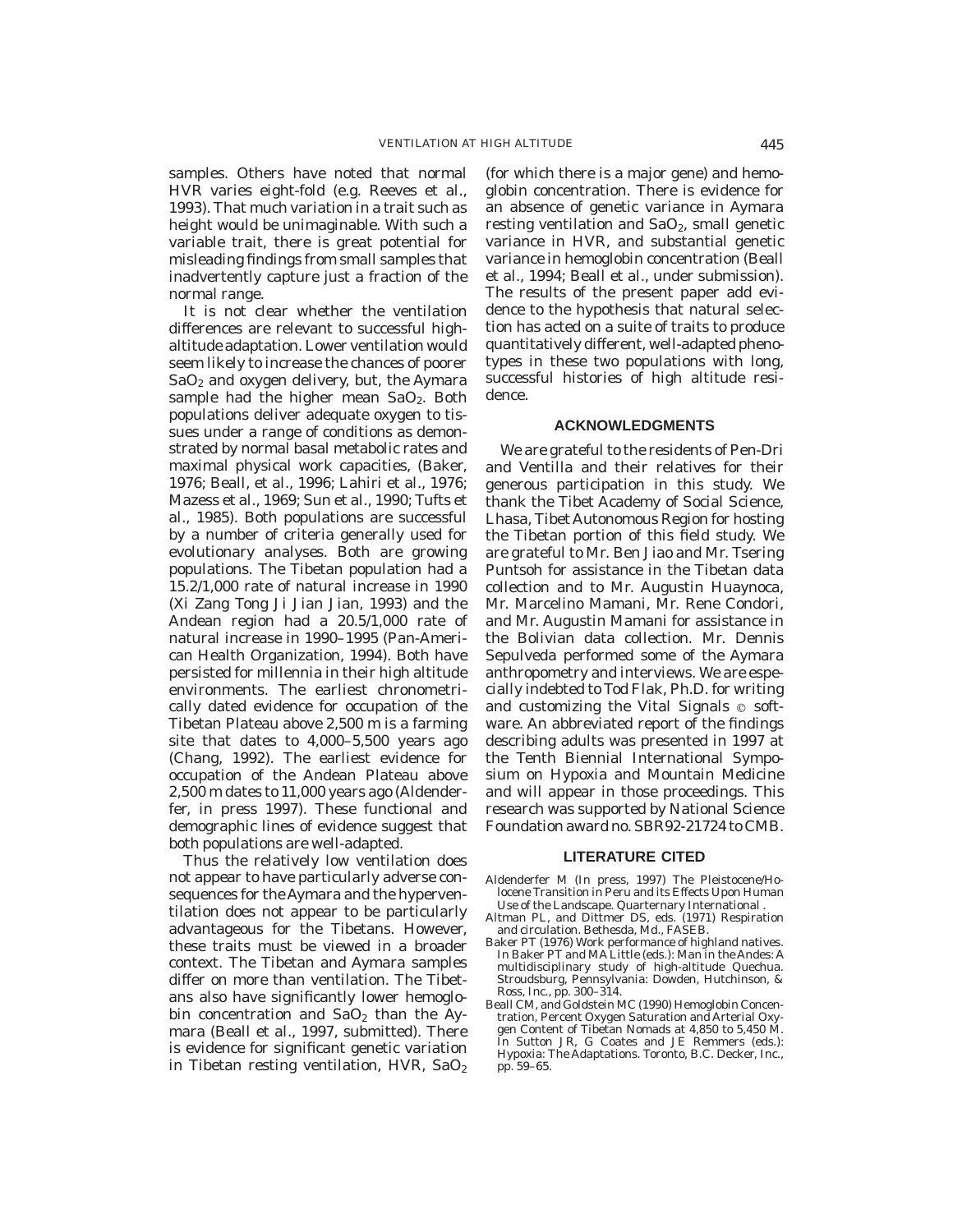samples. Others have noted that normal HVR varies eight-fold (e.g. Reeves et al., 1993). That much variation in a trait such as height would be unimaginable. With such a variable trait, there is great potential for misleading findings from small samples that inadvertently capture just a fraction of the normal range.

It is not clear whether the ventilation differences are relevant to successful high-altitude adaptation. Lower ventilation would seem likely to increase the chances of poorer $SaO_2$ and oxygen delivery, but, the Aymara sample had the higher mean $SaO_2$. Both populations deliver adequate oxygen to tissues under a range of conditions as demonstrated by normal basal metabolic rates and maximal physical work capacities, (Baker, 1976; Beall, et al., 1996; Lahiri et al., 1976; Mazess et al., 1969; Sun et al., 1990; Tufts et al., 1985). Both populations are successful by a number of criteria generally used for evolutionary analyses. Both are growing populations. The Tibetan population had a 15.2/1,000 rate of natural increase in 1990 (Xi Zang Tong Ji Jian Jian, 1993) and the Andean region had a 20.5/1,000 rate of natural increase in 1990–1995 (Pan-American Health Organization, 1994). Both have persisted for millennia in their high altitude environments. The earliest chronometrically dated evidence for occupation of the Tibetan Plateau above 2,500 m is a farming site that dates to 4,000–5,500 years ago (Chang, 1992). The earliest evidence for occupation of the Andean Plateau above 2,500 m dates to 11,000 years ago (Aldenderfer, in press 1997). These functional and demographic lines of evidence suggest that both populations are well-adapted.

Thus the relatively low ventilation does not appear to have particularly adverse consequences for the Aymara and the hyperventilation does not appear to be particularly advantageous for the Tibetans. However, these traits must be viewed in a broader context. The Tibetan and Aymara samples differ on more than ventilation. The Tibetans also have significantly lower hemoglobin concentration and $SaO_2$ than the Aymara (Beall et al., 1997, submitted). There is evidence for significant genetic variation in Tibetan resting ventilation, HVR, $SaO_2$ (for which there is a major gene) and hemoglobin concentration. There is evidence for an absence of genetic variance in Aymara resting ventilation and $SaO_2$, small genetic variance in HVR, and substantial genetic variance in hemoglobin concentration (Beall et al., 1994; Beall et al., under submission). The results of the present paper add evidence to the hypothesis that natural selection has acted on a suite of traits to produce quantitatively different, well-adapted phenotypes in these two populations with long, successful histories of high altitude residence.

## ACKNOWLEDGMENTS

We are grateful to the residents of Pen-Dri and Ventilla and their relatives for their generous participation in this study. We thank the Tibet Academy of Social Science, Lhasa, Tibet Autonomous Region for hosting the Tibetan portion of this field study. We are grateful to Mr. Ben Jiao and Mr. Tsering Puntsoh for assistance in the Tibetan data collection and to Mr. Augustin Huaynoca, Mr. Marcelino Mamani, Mr. Rene Condori, and Mr. Augustin Mamani for assistance in the Bolivian data collection. Mr. Dennis Sepulveda performed some of the Aymara anthropometry and interviews. We are especially indebted to Tod Flak, Ph.D. for writing and customizing the Vital Signals © software. An abbreviated report of the findings describing adults was presented in 1997 at the Tenth Biennial International Symposium on Hypoxia and Mountain Medicine and will appear in those proceedings. This research was supported by National Science Foundation award no. SBR92-21724 to CMB.

## LITERATURE CITED

Aldenderfer M (In press, 1997) The Pleistocene/Holocene Transition in Peru and its Effects Upon Human Use of the Landscape. Quarternary International .

Altman PL, and Dittmer DS, eds. (1971) Respiration and circulation. Bethesda, Md., FASEB.

Baker PT (1976) Work performance of highland natives. In Baker PT and MA Little (eds.): Man in the Andes: A multidisciplinary study of high-altitude Quechua. Stroudsburg, Pennsylvania: Dowden, Hutchinson, & Ross, Inc., pp. 300–314.

Beall CM, and Goldstein MC (1990) Hemoglobin Concentration, Percent Oxygen Saturation and Arterial Oxygen Content of Tibetan Nomads at 4,850 to 5,450 M. In Sutton JR, G Coates and JE Remmers (eds.): Hypoxia: The Adaptations. Toronto, B.C. Decker, Inc., pp. 59–65.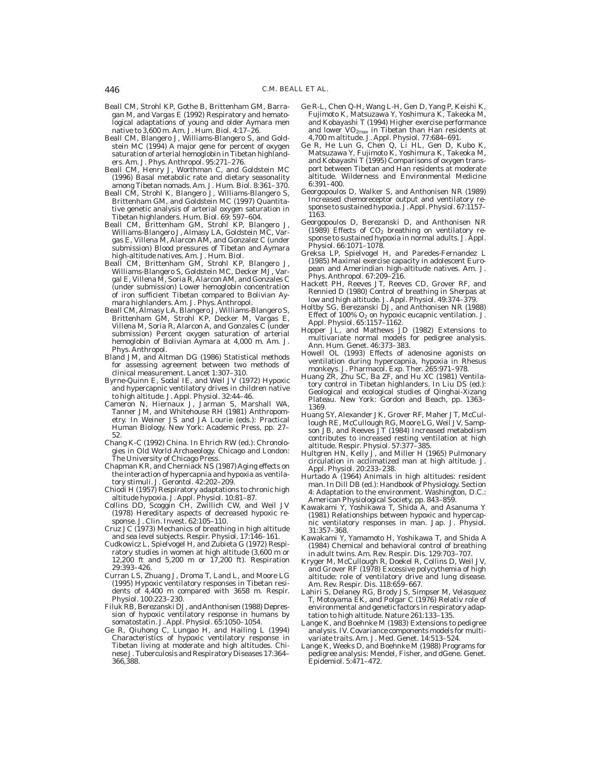Beall CM, Strohl KP, Gothe B, Brittenham GM, Barragan M, and Vargas E (1992) Respiratory and hematological adaptations of young and older Aymara men native to 3,600 m. Am. J. Hum. Biol. 4:17–26.

Beall CM, Blangero J, Williams-Blangero S, and Goldstein MC (1994) A major gene for percent of oxygen saturation of arterial hemoglobin in Tibetan highlanders. Am. J. Phys. Anthropol. 95:271–276.

Beall CM, Henry J, Worthman C, and Goldstein MC (1996) Basal metabolic rate and dietary seasonality among Tibetan nomads. Am. J. Hum. Biol. 8:361–370.

Beall CM, Strohl K, Blangero J, Williams-Blangero S, Brittenham GM, and Goldstein MC (1997) Quantitative genetic analysis of arterial oxygen saturation in Tibetan highlanders. Hum. Biol. 69: 597–604.

Beall CM, Brittenham GM, Strohl KP, Blangero J, Williams-Blangero J, Almasy LA, Goldstein MC, Vargas E, Villena M, Alarcon AM, and Gonzalez C (under submission) Blood pressures of Tibetan and Aymara high-altitude natives. Am. J. Hum. Biol.

Beall CM, Brittenham GM, Strohl KP, Blangero J, Williams-Blangero S, Goldstein MC, Decker MJ, Vargal E, Villena M, Soria R, Alarcon AM, and Gonzales C (under submission) Lower hemoglobin concentration of iron sufficient Tibetan compared to Bolivian Aymara highlanders. Am. J. Phys. Anthropol.

Beall CM, Almasy LA, Blangero J, Williams-Blangero S, Brittenham GM, Strohl KP, Decker M, Vargas E, Villena M, Soria R, Alarcon A, and Gonzales C (under submission) Percent oxygen saturation of arterial hemoglobin of Bolivian Aymara at 4,000 m. Am. J. Phys. Anthropol.

Bland JM, and Altman DG (1986) Statistical methods for assessing agreement between two methods of clinical measurement. Lancet 1:307–310.

Byrne-Quinn E, Sodal IE, and Weil JV (1972) Hypoxic and hypercapnic ventilatory drives in children native to high altitude. J. Appl. Physiol. 32:44–46.

Cameron N, Hiernaux J, Jarman S, Marshall WA, Tanner JM, and Whitehouse RH (1981) Anthropometry. In Weiner JS and JA Lourie (eds.): Practical Human Biology. New York: Academic Press, pp. 27–52.

Chang K-C (1992) China. In Ehrich RW (ed.): Chronologies in Old World Archaeology. Chicago and London: The University of Chicago Press.

Chapman KR, and Cherniack NS (1987) Aging effects on the interaction of hypercapnia and hypoxia as ventilatory stimuli. J. Gerontol. 42:202–209.

Chiodi H (1957) Respiratory adaptations to chronic high altitude hypoxia. J. Appl. Physiol. 10:81–87.

Collins DD, Scoggin CH, Zwillich CW, and Weil JV (1978) Hereditary aspects of decreased hypoxic response. J. Clin. Invest. 62:105–110.

Cruz JC (1973) Mechanics of breathing in high altitude and sea level subjects. Respir. Physiol. 17:146–161.

Cudkowicz L, Spielvogel H, and Zubieta G (1972) Respiratory studies in women at high altitude (3,600 m or 12,200 ft and 5,200 m or 17,200 ft). Respiration 29:393–426.

Curran LS, Zhuang J, Droma T, Land L, and Moore LG (1995) Hypoxic ventilatory responses in Tibetan residents of 4,400 m compared with 3658 m. Respir. Physiol. 100:223–230.

Filuk RB, Berezanski DJ, and Anthonisen (1988) Depression of hypoxic ventilatory response in humans by somatostatin. J. Appl. Physiol. 65:1050–1054.

Ge R, Qiuhong C, Lungao H, and Hailing L (1994) Characteristics of hypoxic ventilatory response in Tibetan living at moderate and high altitudes. Chinese J. Tuberculosis and Respiratory Diseases 17:364–366,388.

Ge R-L, Chen Q-H, Wang L-H, Gen D, Yang P, Keishi K, Fujimoto K, Matsuzawa Y, Yoshimura K, Takeoka M, and Kobayashi T (1994) Higher exercise performance and lower $VO_{2max}$ in Tibetan than Han residents at 4,700 m altitude. J. Appl. Physiol. 77:684–691.

Ge R, He Lun G, Chen Q, Li HL, Gen D, Kubo K, Matsuzawa Y, Fujimoto K, Yoshimura K, Takeoka M, and Kobayashi T (1995) Comparisons of oxygen transport between Tibetan and Han residents at moderate altitude. Wilderness and Environmental Medicine 6:391–400.

Georgopoulos D, Walker S, and Anthonisen NR (1989) Increased chemoreceptor output and ventilatory response to sustained hypoxia. J. Appl. Physiol. 67:1157–1163.

Georgopoulos D, Berezanski D, and Anthonisen NR (1989) Effects of $CO_2$ breathing on ventilatory response to sustained hypoxia in normal adults. J. Appl. Physiol. 66:1071–1078.

Greksa LP, Spielvogel H, and Paredes-Fernandez L (1985) Maximal exercise capacity in adolescent European and Amerindian high-altitude natives. Am. J. Phys. Anthropol. 67:209–216.

Hackett PH, Reeves JT, Reeves CD, Grover RF, and Rennied D (1980) Control of breathing in Sherpas at low and high altitude. J. Appl. Physiol. 49:374–379.

Holtby SG, Berezanski DJ, and Anthonisen NR (1988) Effect of 100% $O_2$ on hypoxic eucapnic ventilation. J. Appl. Physiol. 65:1157–1162.

Hopper JL, and Mathews JD (1982) Extensions to multivariate normal models for pedigree analysis. Ann. Hum. Genet. 46:373–383.

Howell OL (1993) Effects of adenosine agonists on ventilation during hypercapnia, hypoxia in Rhesus monkeys. J. Pharmacol. Exp. Ther. 265:971–978.

Huang ZR, Zhu SC, Ba ZF, and Hu XC (1981) Ventilatory control in Tibetan highlanders. In Liu DS (ed.): Geological and ecological studies of Qinghai-Xizang Plateau. New York: Gordon and Beach, pp. 1363–1369.

Huang SY, Alexander JK, Grover RF, Maher JT, McCullough RE, McCullough RG, Moore LG, Weil JV, Sampson JB, and Reeves JT (1984) Increased metabolism contributes to increased resting ventilation at high altitude. Respir. Physiol. 57:377–385.

Hultgren HN, Kelly J, and Miller H (1965) Pulmonary circulation in acclimatized man at high altitude. J. Appl. Physiol. 20:233–238.

Hurtado A (1964) Animals in high altitudes: resident man. In Dill DB (ed.): Handbook of Physiology. Section 4: Adaptation to the environment. Washington, D.C.: American Physiological Society, pp. 843–859.

Kawakami Y, Yoshikawa T, Shida A, and Asanuma Y (1981) Relationships between hypoxic and hypercapnic ventilatory responses in man. Jap. J. Physiol. 31:357–368.

Kawakami Y, Yamamoto H, Yoshikawa T, and Shida A (1984) Chemical and behavioral control of breathing in adult twins. Am. Rev. Respir. Dis. 129:703–707.

Kryger M, McCullough R, Doekel R, Collins D, Weil JV, and Grover RF (1978) Excessive polycythemia of high altitude: role of ventilatory drive and lung disease. Am. Rev. Respir. Dis. 118:659–667.

Lahiri S, Delaney RG, Brody JS, Simpser M, Velasquez T, Motoyama EK, and Polgar C (1976) Relativ role of environmental and genetic factors in respiratory adaptation to high altitude. Nature 261:133–135.

Lange K, and Boehnke M (1983) Extensions to pedigree analysis. IV. Covariance components models for multivariate traits. Am. J. Med. Genet. 14:513–524.

Lange K, Weeks D, and Boehnke M (1988) Programs for pedigree analysis: Mendel, Fisher, and dGene. Genet. Epidemiol. 5:471–472.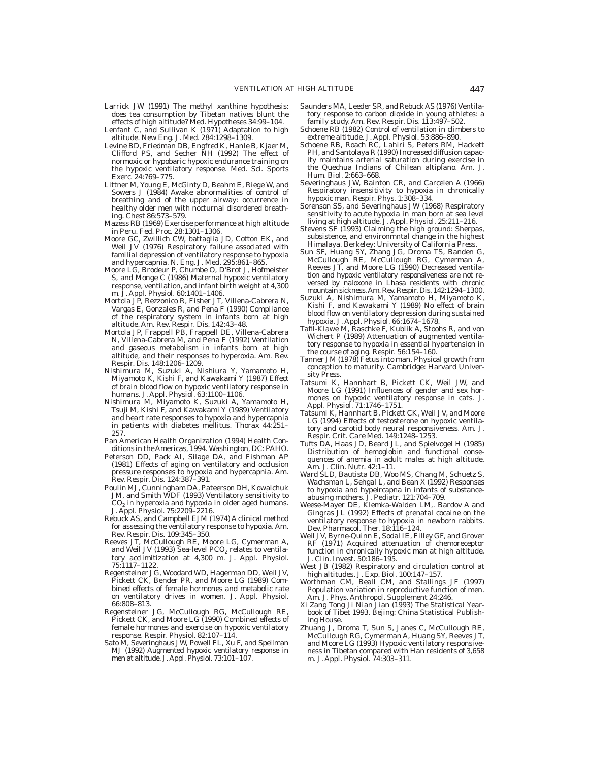Larrick JW (1991) The methyl xanthine hypothesis: does tea consumption by Tibetan natives blunt the effects of high altitude? Med. Hypotheses 34:99–104.

Lenfant C, and Sullivan K (1971) Adaptation to high altitude. New Eng. J. Med. 284:1298–1309.

Levine BD, Friedman DB, Engfred K, Hanle B, Kjaer M, Clifford PS, and Secher NH (1992) The effect of normoxic or hypobaric hypoxic endurance training on the hypoxic ventilatory response. Med. Sci. Sports Exerc. 24:769–775.

Littner M, Young E, McGinty D, Beahm E, Riege W, and Sowers J (1984) Awake abnormalities of control of breathing and of the upper airway: occurrence in healthy older men with nocturnal disordered breathing. Chest 86:573–579.

Mazess RB (1969) Exercise performance at high altitude in Peru. Fed. Proc. 28:1301–1306.

Moore GC, Zwillich CW, battaglia JD, Cotton EK, and Weil JV (1976) Respiratory failure associated with familial depression of ventilatory response to hypoxia and hypercapnia. N. Eng. J. Med. 295:861–865.

Moore LG, Brodeur P, Chumbe O, D'Brot J, Hofmeister S, and Monge C (1986) Maternal hypoxic ventilatory response, ventilation, and infant birth weight at 4,300 m. J. Appl. Physiol. 60:1401–1406.

Mortola JP, Rezzonico R, Fisher JT, Villena-Cabrera N, Vargas E, Gonzales R, and Pena F (1990) Compliance of the respiratory system in infants born at high altitude. Am. Rev. Respir. Dis. 142:43–48.

Mortola JP, Frappell PB, Frappell DE, Villena-Cabrera N, Villena-Cabrera M, and Pena F (1992) Ventilation and gaseous metabolism in infants born at high altitude, and their responses to hyperoxia. Am. Rev. Respir. Dis. 148:1206–1209.

Nishimura M, Suzuki A, Nishiura Y, Yamamoto H, Miyamoto K, Kishi F, and Kawakami Y (1987) Effect of brain blood flow on hypoxic ventilatory response in humans. J. Appl. Physiol. 63:1100–1106.

Nishimura M, Miyamoto K, Suzuki A, Yamamoto H, Tsuji M, Kishi F, and Kawakami Y (1989) Ventilatory and heart rate responses to hypoxia and hypercapnia in patients with diabetes mellitus. Thorax 44:251–257.

Pan American Health Organization (1994) Health Conditions in the Americas, 1994. Washington, DC: PAHO.

Peterson DD, Pack AI, Silage DA, and Fishman AP (1981) Effects of aging on ventilatory and occlusion pressure responses to hypoxia and hypercapnia. Am. Rev. Respir. Dis. 124:387–391.

Poulin MJ, Cunningham DA, Pateerson DH, Kowalchuk JM, and Smith WDF (1993) Ventilatory sensitivity to $CO_2$ in hyperoxia and hypoxia in older aged humans. J. Appl. Physiol. 75:2209–2216.

Rebuck AS, and Campbell EJM (1974) A clinical method for assessing the ventilatory response to hypoxia. Am. Rev. Respir. Dis. 109:345–350.

Reeves JT, McCullough RE, Moore LG, Cymerman A, and Weil JV (1993) Sea-level $PCO_2$ relates to ventilatory acclimitization at 4,300 m. J. Appl. Physiol. 75:1117–1122.

Regensteiner JG, Woodard WD, Hagerman DD, Weil JV, Pickett CK, Bender PR, and Moore LG (1989) Combined effects of female hormones and metabolic rate on ventilatory drives in women. J. Appl. Physiol. 66:808–813.

Regensteiner JG, McCullough RG, McCullough RE, Pickett CK, and Moore LG (1990) Combined effects of female hormones and exercise on hypoxic ventilatory response. Respir. Physiol. 82:107–114.

Sato M, Severinghaus JW, Powell FL, Xu F, and Spellman MJ (1992) Augmented hypoxic ventilatory response in men at altitude. J. Appl. Physiol. 73:101–107.

Saunders MA, Leeder SR, and Rebuck AS (1976) Ventilatory response to carbon dioxide in young athletes: a family study. Am. Rev. Respir. Dis. 113:497–502.

Schoene RB (1982) Control of ventilation in climbers to extreme altitude. J. Appl. Physiol. 53:886–890.

Schoene RB, Roach RC, Lahiri S, Peters RM, Hackett PH, and Santolaya R (1990) Increased diffusion capacity maintains arterial saturation during exercise in the Quechua Indians of Chilean altiplano. Am. J. Hum. Biol. 2:663–668.

Severinghaus JW, Bainton CR, and Carcelen A (1966) Respiratory insensitivity to hypoxia in chronically hypoxic man. Respir. Phys. 1:308–334.

Sorenson SS, and Severinghaus JW (1968) Respiratory sensitivity to acute hypoxia in man born at sea level living at high altitude. J. Appl. Physiol. 25:211–216.

Stevens SF (1993) Claiming the high ground: Sherpas, subsistence, and environmntal change in the highest Himalaya. Berkeley: University of California Press.

Sun SF, Huang SY, Zhang JG, Droma TS, Banden G, McCullough RE, McCullough RG, Cymerman A, Reeves JT, and Moore LG (1990) Decreased ventilation and hypoxic ventilatory responsiveness are not reversed by naloxone in Lhasa residents with chronic mountain sickness. Am. Rev. Respir. Dis. 142:1294–1300.

Suzuki A, Nishimura M, Yamamoto H, Miyamoto K, Kishi F, and Kawakami Y (1989) No effect of brain blood flow on ventilatory depression during sustained hypoxia. J. Appl. Physiol. 66:1674–1678.

Tafil-Klawe M, Raschke F, Kublik A, Stoohs R, and von Wichert P (1989) Attenuation of augmented ventilatory response to hypoxia in essential hypertension in the course of aging. Respir. 56:154–160.

Tanner JM (1978) Fetus into man. Physical growth from conception to maturity. Cambridge: Harvard University Press.

Tatsumi K, Hannhart B, Pickett CK, Weil JW, and Moore LG (1991) Influences of gender and sex hormones on hypoxic ventilatory response in cats. J. Appl. Physiol. 71:1746–1751.

Tatsumi K, Hannhart B, Pickett CK, Weil JV, and Moore LG (1994) Effects of testosterone on hypoxic ventilatory and carotid body neural responsiveness. Am. J. Respir. Crit. Care Med. 149:1248–1253.

Tufts DA, Haas JD, Beard JL, and Spielvogel H (1985) Distribution of hemoglobin and functional consequences of anemia in adult males at high altitude. Am. J. Clin. Nutr. 42:1–11.

Ward SLD, Bautista DB, Woo MS, Chang M, Schuetz S, Wachsman L, Sehgal L, and Bean X (1992) Responses to hypoxia and hypeircapna in infants of substance-abusing mothers. J. Pediatr. 121:704–709.

Weese-Mayer DE, Klemka-Walden LM,. Bardov A and Gingras JL (1992) Effects of prenatal cocaine on the ventilatory response to hypoxia in newborn rabbits. Dev. Pharmacol. Ther. 18:116–124.

Weil JV, Byrne-Quinn E, Sodal IE, Filley GF, and Grover RF (1971) Acquired attenuation of chemoreceptor function in chronically hypoxic man at high altitude. J. Clin. Invest. 50:186–195.

West JB (1982) Respiratory and circulation control at high altitudes. J. Exp. Biol. 100:147–157.

Worthman CM, Beall CM, and Stallings JF (1997) Population variation in reproductive function of men. Am. J. Phys. Anthropol. Supplement 24:246.

Xi Zang Tong Ji Nian Jian (1993) The Statistical Yearbook of Tibet 1993. Bejing: China Statistical Publishing House.

Zhuang J, Droma T, Sun S, Janes C, McCullough RE, McCullough RG, Cymerman A, Huang SY, Reeves JT, and Moore LG (1993) Hypoxic ventilatory responsiveness in Tibetan compared with Han residents of 3,658 m. J. Appl. Physiol. 74:303–311.